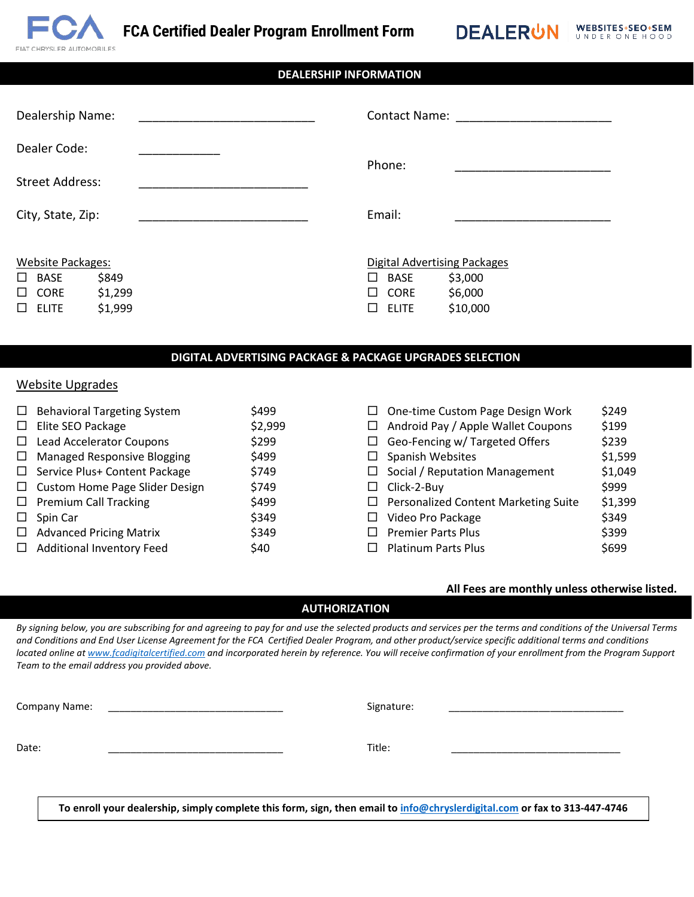# FCA Certified Dealer Program Enrollment Form

FCA — FIAT CHRYSLER AUTOMOBILES

DEALERON — WEBSITES+SEO+SEM UNDER ONE HOOD

## DEALERSHIP INFORMATION

Dealership Name: ___________________________

Dealer Code: ____________

Street Address: __________________________

City, State, Zip: __________________________

Contact Name: ________________________

Phone: ________________________

Email: ________________________

Website Packages:

- ☐ BASE $849
- ☐ CORE $1,299
- ☐ ELITE $1,999

Digital Advertising Packages

- ☐ BASE $3,000
- ☐ CORE $6,000
- ☐ ELITE $10,000

## DIGITAL ADVERTISING PACKAGE & PACKAGE UPGRADES SELECTION

Website Upgrades

| | Upgrade | Price | | Upgrade | Price |
|---|---|---|---|---|---|
| ☐ | Behavioral Targeting System | $499 | ☐ | One-time Custom Page Design Work | $249 |
| ☐ | Elite SEO Package | $2,999 | ☐ | Android Pay / Apple Wallet Coupons | $199 |
| ☐ | Lead Accelerator Coupons | $299 | ☐ | Geo-Fencing w/ Targeted Offers | $239 |
| ☐ | Managed Responsive Blogging | $499 | ☐ | Spanish Websites | $1,599 |
| ☐ | Service Plus+ Content Package | $749 | ☐ | Social / Reputation Management | $1,049 |
| ☐ | Custom Home Page Slider Design | $749 | ☐ | Click-2-Buy | $999 |
| ☐ | Premium Call Tracking | $499 | ☐ | Personalized Content Marketing Suite | $1,399 |
| ☐ | Spin Car | $349 | ☐ | Video Pro Package | $349 |
| ☐ | Advanced Pricing Matrix | $349 | ☐ | Premier Parts Plus | $399 |
| ☐ | Additional Inventory Feed | $40 | ☐ | Platinum Parts Plus | $699 |

**All Fees are monthly unless otherwise listed.**

## AUTHORIZATION

*By signing below, you are subscribing for and agreeing to pay for and use the selected products and services per the terms and conditions of the Universal Terms and Conditions and End User License Agreement for the FCA Certified Dealer Program, and other product/service specific additional terms and conditions located online at www.fcadigitalcertified.com and incorporated herein by reference. You will receive confirmation of your enrollment from the Program Support Team to the email address you provided above.*

Company Name: ______________________________

Signature: ______________________________

Date: ______________________________

Title: ______________________________

**To enroll your dealership, simply complete this form, sign, then email to info@chryslerdigital.com or fax to 313-447-4746**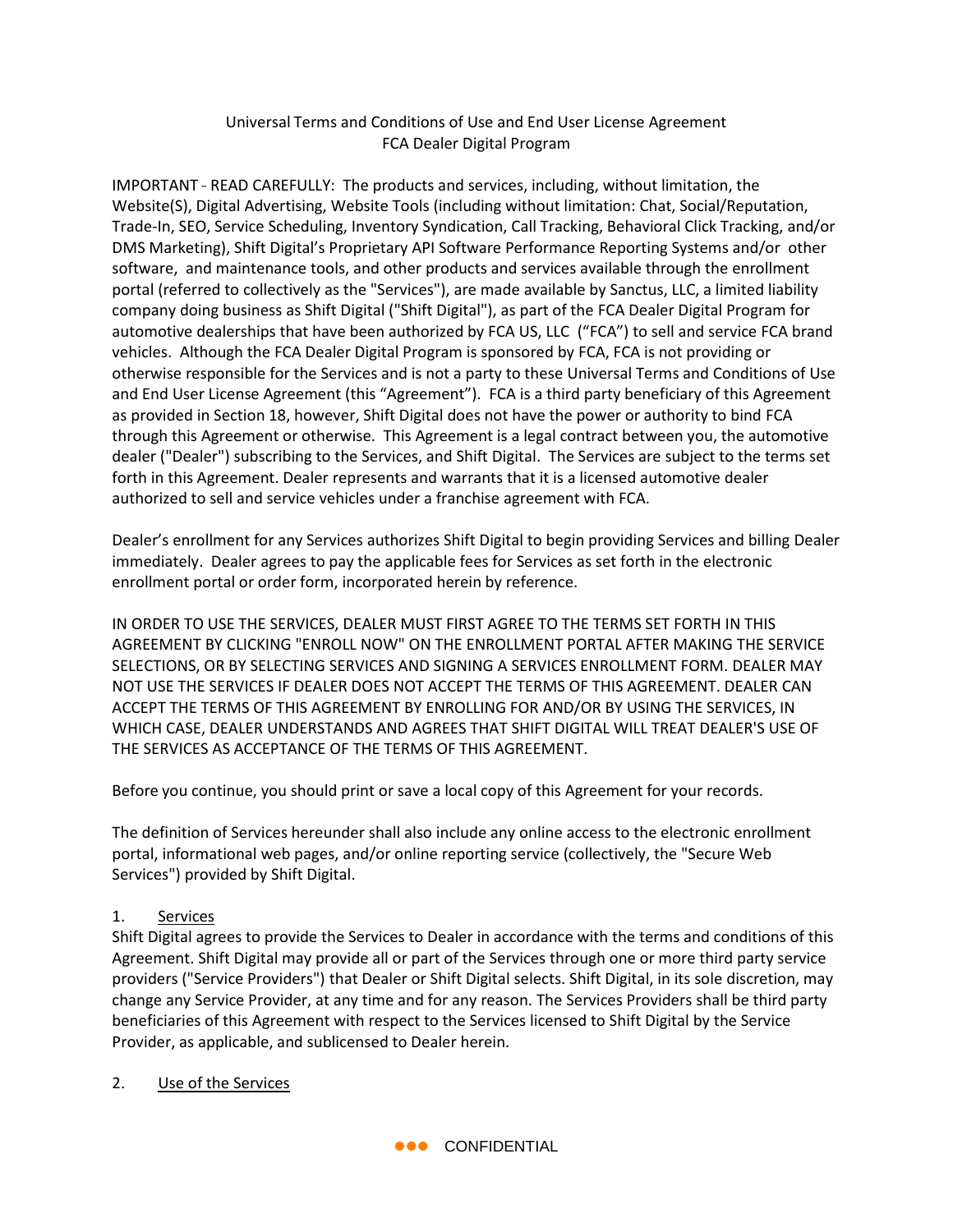Universal Terms and Conditions of Use and End User License Agreement
FCA Dealer Digital Program

IMPORTANT - READ CAREFULLY: The products and services, including, without limitation, the Website(S), Digital Advertising, Website Tools (including without limitation: Chat, Social/Reputation, Trade-In, SEO, Service Scheduling, Inventory Syndication, Call Tracking, Behavioral Click Tracking, and/or DMS Marketing), Shift Digital's Proprietary API Software Performance Reporting Systems and/or other software, and maintenance tools, and other products and services available through the enrollment portal (referred to collectively as the "Services"), are made available by Sanctus, LLC, a limited liability company doing business as Shift Digital ("Shift Digital"), as part of the FCA Dealer Digital Program for automotive dealerships that have been authorized by FCA US, LLC ("FCA") to sell and service FCA brand vehicles. Although the FCA Dealer Digital Program is sponsored by FCA, FCA is not providing or otherwise responsible for the Services and is not a party to these Universal Terms and Conditions of Use and End User License Agreement (this "Agreement"). FCA is a third party beneficiary of this Agreement as provided in Section 18, however, Shift Digital does not have the power or authority to bind FCA through this Agreement or otherwise. This Agreement is a legal contract between you, the automotive dealer ("Dealer") subscribing to the Services, and Shift Digital. The Services are subject to the terms set forth in this Agreement. Dealer represents and warrants that it is a licensed automotive dealer authorized to sell and service vehicles under a franchise agreement with FCA.

Dealer's enrollment for any Services authorizes Shift Digital to begin providing Services and billing Dealer immediately. Dealer agrees to pay the applicable fees for Services as set forth in the electronic enrollment portal or order form, incorporated herein by reference.

IN ORDER TO USE THE SERVICES, DEALER MUST FIRST AGREE TO THE TERMS SET FORTH IN THIS AGREEMENT BY CLICKING "ENROLL NOW" ON THE ENROLLMENT PORTAL AFTER MAKING THE SERVICE SELECTIONS, OR BY SELECTING SERVICES AND SIGNING A SERVICES ENROLLMENT FORM. DEALER MAY NOT USE THE SERVICES IF DEALER DOES NOT ACCEPT THE TERMS OF THIS AGREEMENT. DEALER CAN ACCEPT THE TERMS OF THIS AGREEMENT BY ENROLLING FOR AND/OR BY USING THE SERVICES, IN WHICH CASE, DEALER UNDERSTANDS AND AGREES THAT SHIFT DIGITAL WILL TREAT DEALER'S USE OF THE SERVICES AS ACCEPTANCE OF THE TERMS OF THIS AGREEMENT.

Before you continue, you should print or save a local copy of this Agreement for your records.

The definition of Services hereunder shall also include any online access to the electronic enrollment portal, informational web pages, and/or online reporting service (collectively, the "Secure Web Services") provided by Shift Digital.

1. Services

Shift Digital agrees to provide the Services to Dealer in accordance with the terms and conditions of this Agreement. Shift Digital may provide all or part of the Services through one or more third party service providers ("Service Providers") that Dealer or Shift Digital selects. Shift Digital, in its sole discretion, may change any Service Provider, at any time and for any reason. The Services Providers shall be third party beneficiaries of this Agreement with respect to the Services licensed to Shift Digital by the Service Provider, as applicable, and sublicensed to Dealer herein.

2. Use of the Services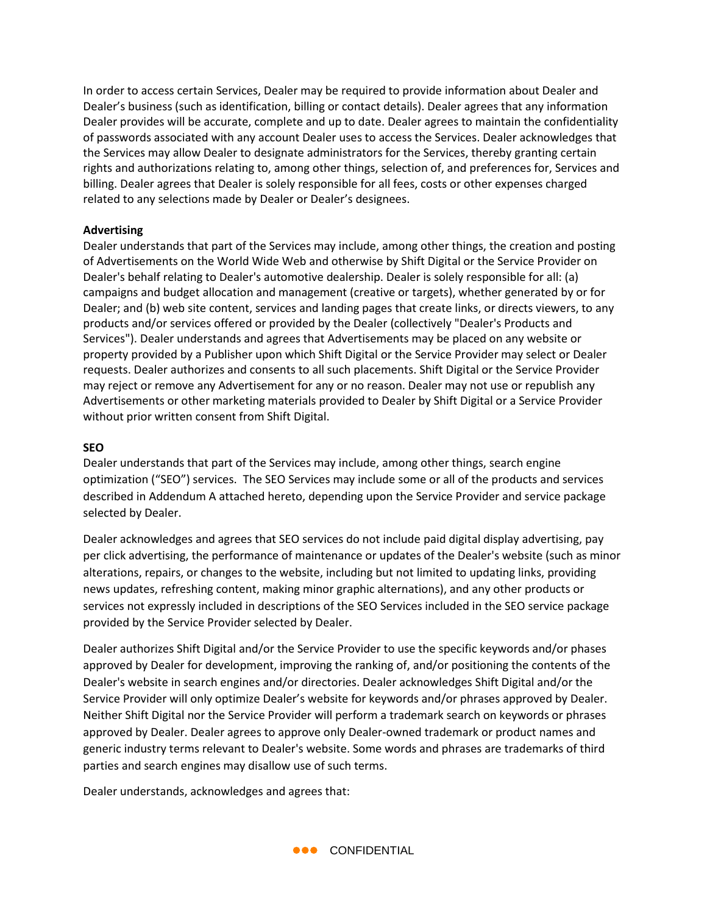In order to access certain Services, Dealer may be required to provide information about Dealer and Dealer's business (such as identification, billing or contact details). Dealer agrees that any information Dealer provides will be accurate, complete and up to date. Dealer agrees to maintain the confidentiality of passwords associated with any account Dealer uses to access the Services. Dealer acknowledges that the Services may allow Dealer to designate administrators for the Services, thereby granting certain rights and authorizations relating to, among other things, selection of, and preferences for, Services and billing. Dealer agrees that Dealer is solely responsible for all fees, costs or other expenses charged related to any selections made by Dealer or Dealer's designees.

**Advertising**

Dealer understands that part of the Services may include, among other things, the creation and posting of Advertisements on the World Wide Web and otherwise by Shift Digital or the Service Provider on Dealer's behalf relating to Dealer's automotive dealership. Dealer is solely responsible for all: (a) campaigns and budget allocation and management (creative or targets), whether generated by or for Dealer; and (b) web site content, services and landing pages that create links, or directs viewers, to any products and/or services offered or provided by the Dealer (collectively "Dealer's Products and Services"). Dealer understands and agrees that Advertisements may be placed on any website or property provided by a Publisher upon which Shift Digital or the Service Provider may select or Dealer requests. Dealer authorizes and consents to all such placements. Shift Digital or the Service Provider may reject or remove any Advertisement for any or no reason. Dealer may not use or republish any Advertisements or other marketing materials provided to Dealer by Shift Digital or a Service Provider without prior written consent from Shift Digital.

**SEO**

Dealer understands that part of the Services may include, among other things, search engine optimization ("SEO") services. The SEO Services may include some or all of the products and services described in Addendum A attached hereto, depending upon the Service Provider and service package selected by Dealer.

Dealer acknowledges and agrees that SEO services do not include paid digital display advertising, pay per click advertising, the performance of maintenance or updates of the Dealer's website (such as minor alterations, repairs, or changes to the website, including but not limited to updating links, providing news updates, refreshing content, making minor graphic alternations), and any other products or services not expressly included in descriptions of the SEO Services included in the SEO service package provided by the Service Provider selected by Dealer.

Dealer authorizes Shift Digital and/or the Service Provider to use the specific keywords and/or phases approved by Dealer for development, improving the ranking of, and/or positioning the contents of the Dealer's website in search engines and/or directories. Dealer acknowledges Shift Digital and/or the Service Provider will only optimize Dealer's website for keywords and/or phrases approved by Dealer. Neither Shift Digital nor the Service Provider will perform a trademark search on keywords or phrases approved by Dealer. Dealer agrees to approve only Dealer-owned trademark or product names and generic industry terms relevant to Dealer's website. Some words and phrases are trademarks of third parties and search engines may disallow use of such terms.

Dealer understands, acknowledges and agrees that: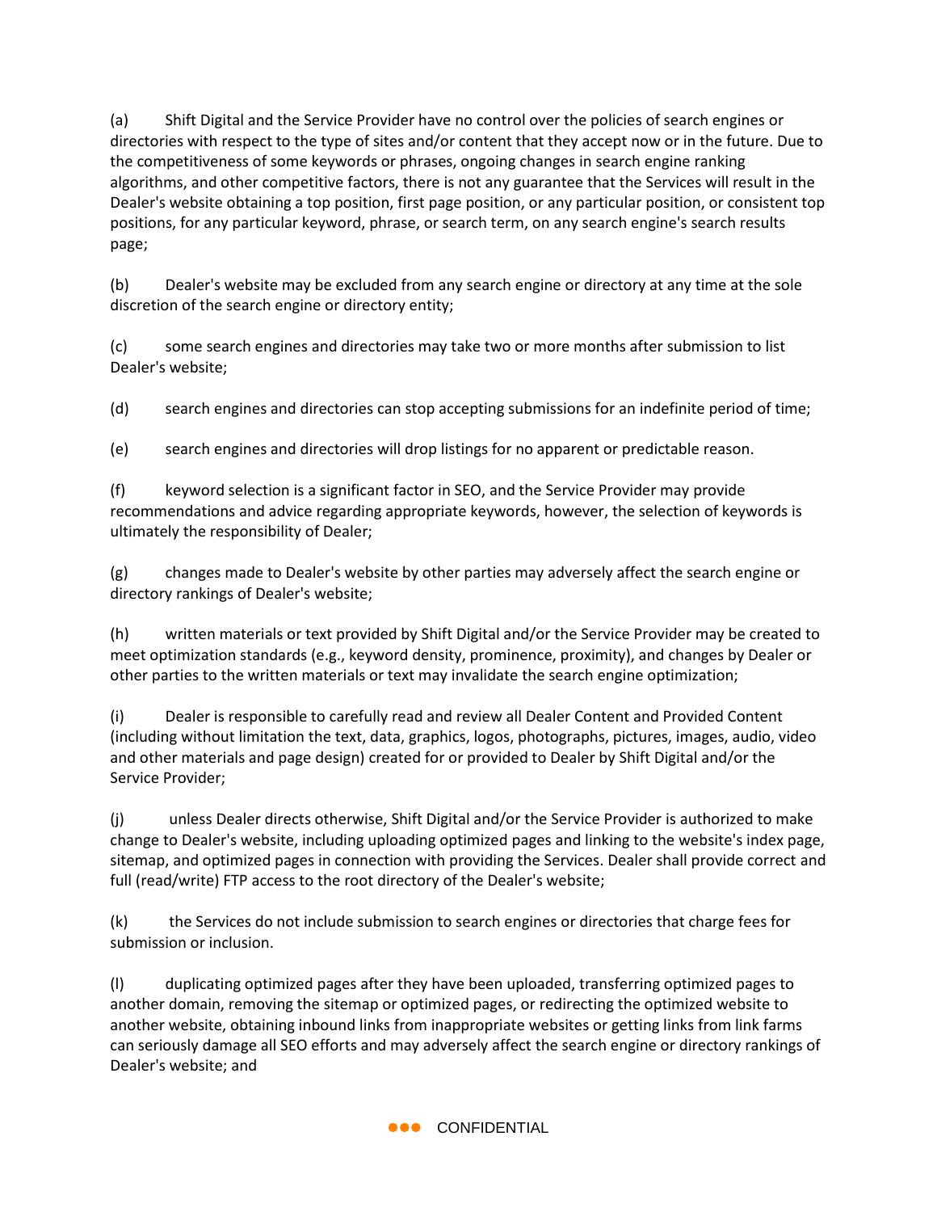(a) Shift Digital and the Service Provider have no control over the policies of search engines or directories with respect to the type of sites and/or content that they accept now or in the future. Due to the competitiveness of some keywords or phrases, ongoing changes in search engine ranking algorithms, and other competitive factors, there is not any guarantee that the Services will result in the Dealer's website obtaining a top position, first page position, or any particular position, or consistent top positions, for any particular keyword, phrase, or search term, on any search engine's search results page;

(b) Dealer's website may be excluded from any search engine or directory at any time at the sole discretion of the search engine or directory entity;

(c) some search engines and directories may take two or more months after submission to list Dealer's website;

(d) search engines and directories can stop accepting submissions for an indefinite period of time;

(e) search engines and directories will drop listings for no apparent or predictable reason.

(f) keyword selection is a significant factor in SEO, and the Service Provider may provide recommendations and advice regarding appropriate keywords, however, the selection of keywords is ultimately the responsibility of Dealer;

(g) changes made to Dealer's website by other parties may adversely affect the search engine or directory rankings of Dealer's website;

(h) written materials or text provided by Shift Digital and/or the Service Provider may be created to meet optimization standards (e.g., keyword density, prominence, proximity), and changes by Dealer or other parties to the written materials or text may invalidate the search engine optimization;

(i) Dealer is responsible to carefully read and review all Dealer Content and Provided Content (including without limitation the text, data, graphics, logos, photographs, pictures, images, audio, video and other materials and page design) created for or provided to Dealer by Shift Digital and/or the Service Provider;

(j) unless Dealer directs otherwise, Shift Digital and/or the Service Provider is authorized to make change to Dealer's website, including uploading optimized pages and linking to the website's index page, sitemap, and optimized pages in connection with providing the Services. Dealer shall provide correct and full (read/write) FTP access to the root directory of the Dealer's website;

(k) the Services do not include submission to search engines or directories that charge fees for submission or inclusion.

(l) duplicating optimized pages after they have been uploaded, transferring optimized pages to another domain, removing the sitemap or optimized pages, or redirecting the optimized website to another website, obtaining inbound links from inappropriate websites or getting links from link farms can seriously damage all SEO efforts and may adversely affect the search engine or directory rankings of Dealer's website; and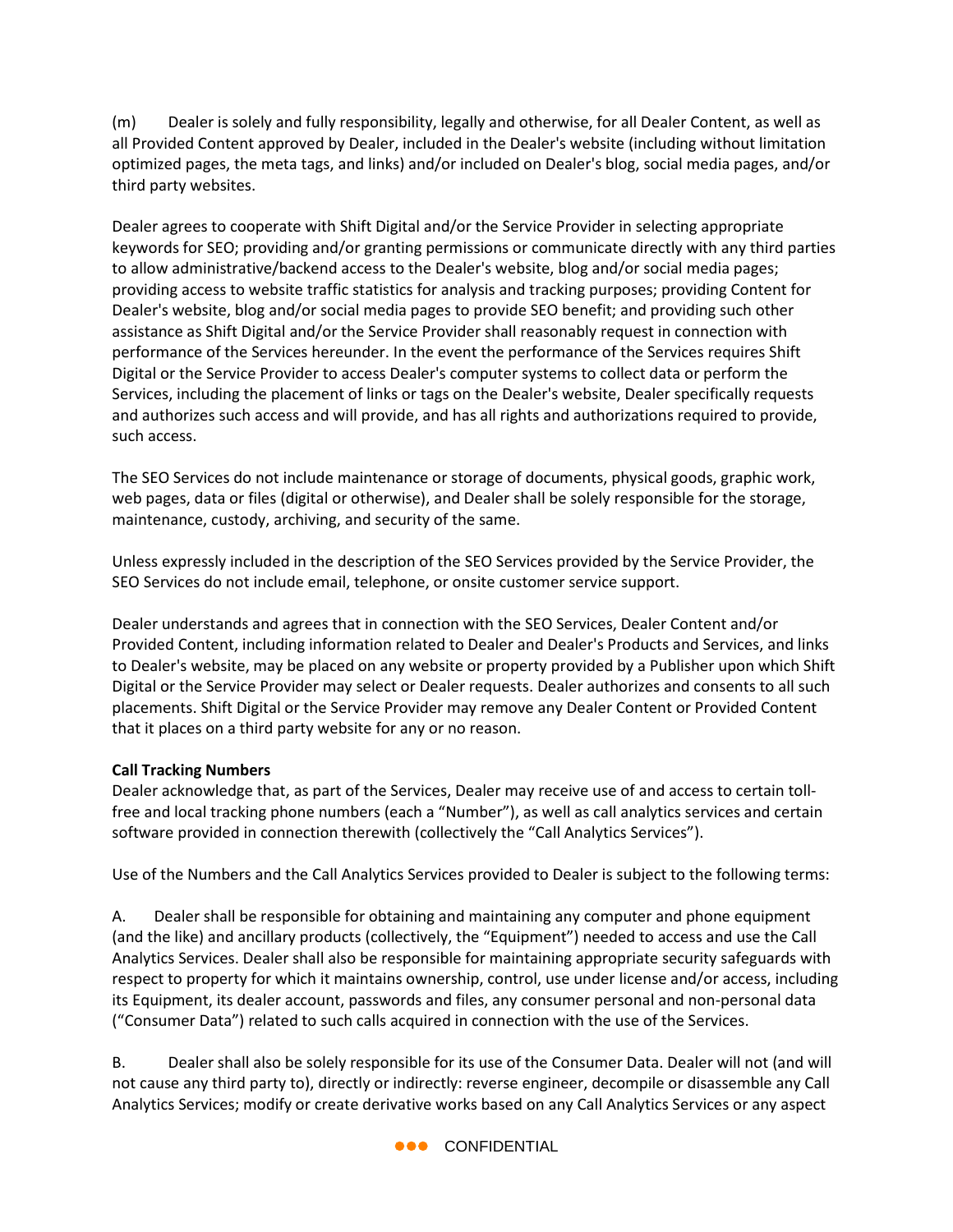(m) Dealer is solely and fully responsibility, legally and otherwise, for all Dealer Content, as well as all Provided Content approved by Dealer, included in the Dealer's website (including without limitation optimized pages, the meta tags, and links) and/or included on Dealer's blog, social media pages, and/or third party websites.

Dealer agrees to cooperate with Shift Digital and/or the Service Provider in selecting appropriate keywords for SEO; providing and/or granting permissions or communicate directly with any third parties to allow administrative/backend access to the Dealer's website, blog and/or social media pages; providing access to website traffic statistics for analysis and tracking purposes; providing Content for Dealer's website, blog and/or social media pages to provide SEO benefit; and providing such other assistance as Shift Digital and/or the Service Provider shall reasonably request in connection with performance of the Services hereunder. In the event the performance of the Services requires Shift Digital or the Service Provider to access Dealer's computer systems to collect data or perform the Services, including the placement of links or tags on the Dealer's website, Dealer specifically requests and authorizes such access and will provide, and has all rights and authorizations required to provide, such access.

The SEO Services do not include maintenance or storage of documents, physical goods, graphic work, web pages, data or files (digital or otherwise), and Dealer shall be solely responsible for the storage, maintenance, custody, archiving, and security of the same.

Unless expressly included in the description of the SEO Services provided by the Service Provider, the SEO Services do not include email, telephone, or onsite customer service support.

Dealer understands and agrees that in connection with the SEO Services, Dealer Content and/or Provided Content, including information related to Dealer and Dealer's Products and Services, and links to Dealer's website, may be placed on any website or property provided by a Publisher upon which Shift Digital or the Service Provider may select or Dealer requests. Dealer authorizes and consents to all such placements. Shift Digital or the Service Provider may remove any Dealer Content or Provided Content that it places on a third party website for any or no reason.

**Call Tracking Numbers**
Dealer acknowledge that, as part of the Services, Dealer may receive use of and access to certain toll-free and local tracking phone numbers (each a "Number"), as well as call analytics services and certain software provided in connection therewith (collectively the "Call Analytics Services").

Use of the Numbers and the Call Analytics Services provided to Dealer is subject to the following terms:

A. Dealer shall be responsible for obtaining and maintaining any computer and phone equipment (and the like) and ancillary products (collectively, the "Equipment") needed to access and use the Call Analytics Services. Dealer shall also be responsible for maintaining appropriate security safeguards with respect to property for which it maintains ownership, control, use under license and/or access, including its Equipment, its dealer account, passwords and files, any consumer personal and non-personal data ("Consumer Data") related to such calls acquired in connection with the use of the Services.

B. Dealer shall also be solely responsible for its use of the Consumer Data. Dealer will not (and will not cause any third party to), directly or indirectly: reverse engineer, decompile or disassemble any Call Analytics Services; modify or create derivative works based on any Call Analytics Services or any aspect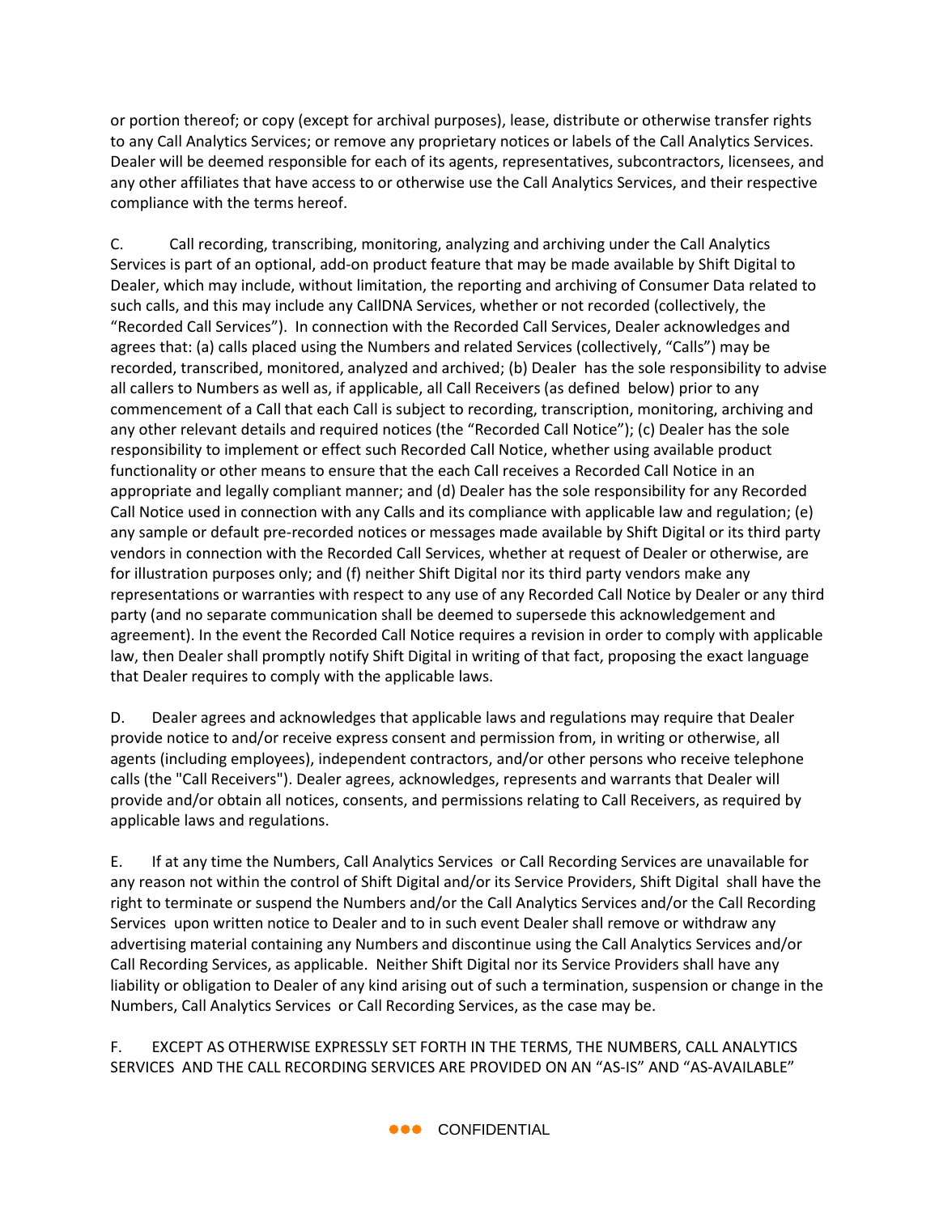or portion thereof; or copy (except for archival purposes), lease, distribute or otherwise transfer rights to any Call Analytics Services; or remove any proprietary notices or labels of the Call Analytics Services. Dealer will be deemed responsible for each of its agents, representatives, subcontractors, licensees, and any other affiliates that have access to or otherwise use the Call Analytics Services, and their respective compliance with the terms hereof.

C. Call recording, transcribing, monitoring, analyzing and archiving under the Call Analytics Services is part of an optional, add-on product feature that may be made available by Shift Digital to Dealer, which may include, without limitation, the reporting and archiving of Consumer Data related to such calls, and this may include any CallDNA Services, whether or not recorded (collectively, the "Recorded Call Services"). In connection with the Recorded Call Services, Dealer acknowledges and agrees that: (a) calls placed using the Numbers and related Services (collectively, "Calls") may be recorded, transcribed, monitored, analyzed and archived; (b) Dealer has the sole responsibility to advise all callers to Numbers as well as, if applicable, all Call Receivers (as defined below) prior to any commencement of a Call that each Call is subject to recording, transcription, monitoring, archiving and any other relevant details and required notices (the "Recorded Call Notice"); (c) Dealer has the sole responsibility to implement or effect such Recorded Call Notice, whether using available product functionality or other means to ensure that the each Call receives a Recorded Call Notice in an appropriate and legally compliant manner; and (d) Dealer has the sole responsibility for any Recorded Call Notice used in connection with any Calls and its compliance with applicable law and regulation; (e) any sample or default pre-recorded notices or messages made available by Shift Digital or its third party vendors in connection with the Recorded Call Services, whether at request of Dealer or otherwise, are for illustration purposes only; and (f) neither Shift Digital nor its third party vendors make any representations or warranties with respect to any use of any Recorded Call Notice by Dealer or any third party (and no separate communication shall be deemed to supersede this acknowledgement and agreement). In the event the Recorded Call Notice requires a revision in order to comply with applicable law, then Dealer shall promptly notify Shift Digital in writing of that fact, proposing the exact language that Dealer requires to comply with the applicable laws.

D. Dealer agrees and acknowledges that applicable laws and regulations may require that Dealer provide notice to and/or receive express consent and permission from, in writing or otherwise, all agents (including employees), independent contractors, and/or other persons who receive telephone calls (the "Call Receivers"). Dealer agrees, acknowledges, represents and warrants that Dealer will provide and/or obtain all notices, consents, and permissions relating to Call Receivers, as required by applicable laws and regulations.

E. If at any time the Numbers, Call Analytics Services or Call Recording Services are unavailable for any reason not within the control of Shift Digital and/or its Service Providers, Shift Digital shall have the right to terminate or suspend the Numbers and/or the Call Analytics Services and/or the Call Recording Services upon written notice to Dealer and to in such event Dealer shall remove or withdraw any advertising material containing any Numbers and discontinue using the Call Analytics Services and/or Call Recording Services, as applicable. Neither Shift Digital nor its Service Providers shall have any liability or obligation to Dealer of any kind arising out of such a termination, suspension or change in the Numbers, Call Analytics Services or Call Recording Services, as the case may be.

F. EXCEPT AS OTHERWISE EXPRESSLY SET FORTH IN THE TERMS, THE NUMBERS, CALL ANALYTICS SERVICES AND THE CALL RECORDING SERVICES ARE PROVIDED ON AN "AS-IS" AND "AS-AVAILABLE"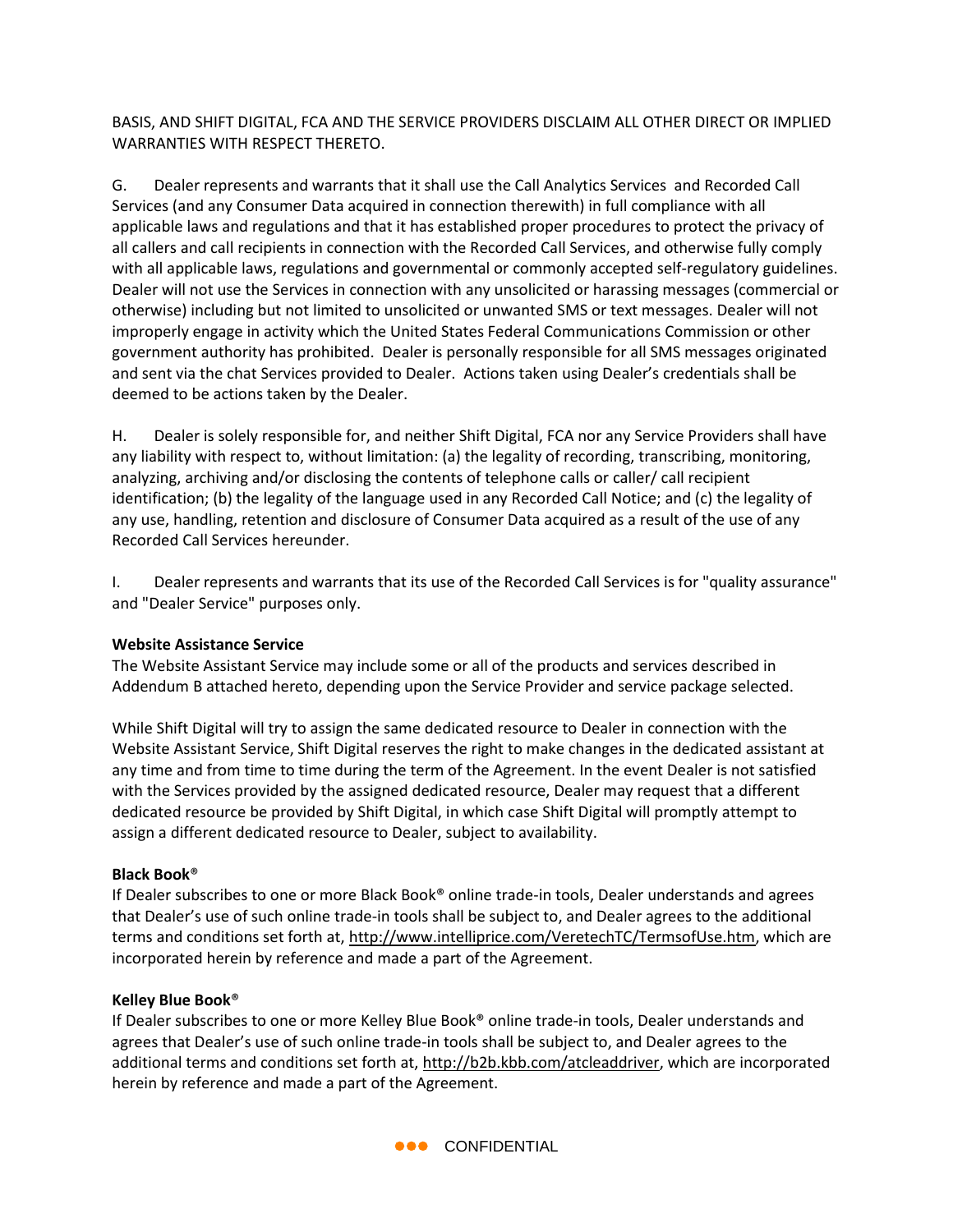BASIS, AND SHIFT DIGITAL, FCA AND THE SERVICE PROVIDERS DISCLAIM ALL OTHER DIRECT OR IMPLIED WARRANTIES WITH RESPECT THERETO.

G. Dealer represents and warrants that it shall use the Call Analytics Services and Recorded Call Services (and any Consumer Data acquired in connection therewith) in full compliance with all applicable laws and regulations and that it has established proper procedures to protect the privacy of all callers and call recipients in connection with the Recorded Call Services, and otherwise fully comply with all applicable laws, regulations and governmental or commonly accepted self-regulatory guidelines. Dealer will not use the Services in connection with any unsolicited or harassing messages (commercial or otherwise) including but not limited to unsolicited or unwanted SMS or text messages. Dealer will not improperly engage in activity which the United States Federal Communications Commission or other government authority has prohibited. Dealer is personally responsible for all SMS messages originated and sent via the chat Services provided to Dealer. Actions taken using Dealer's credentials shall be deemed to be actions taken by the Dealer.

H. Dealer is solely responsible for, and neither Shift Digital, FCA nor any Service Providers shall have any liability with respect to, without limitation: (a) the legality of recording, transcribing, monitoring, analyzing, archiving and/or disclosing the contents of telephone calls or caller/ call recipient identification; (b) the legality of the language used in any Recorded Call Notice; and (c) the legality of any use, handling, retention and disclosure of Consumer Data acquired as a result of the use of any Recorded Call Services hereunder.

I. Dealer represents and warrants that its use of the Recorded Call Services is for "quality assurance" and "Dealer Service" purposes only.

**Website Assistance Service**

The Website Assistant Service may include some or all of the products and services described in Addendum B attached hereto, depending upon the Service Provider and service package selected.

While Shift Digital will try to assign the same dedicated resource to Dealer in connection with the Website Assistant Service, Shift Digital reserves the right to make changes in the dedicated assistant at any time and from time to time during the term of the Agreement. In the event Dealer is not satisfied with the Services provided by the assigned dedicated resource, Dealer may request that a different dedicated resource be provided by Shift Digital, in which case Shift Digital will promptly attempt to assign a different dedicated resource to Dealer, subject to availability.

**Black Book®**

If Dealer subscribes to one or more Black Book® online trade-in tools, Dealer understands and agrees that Dealer's use of such online trade-in tools shall be subject to, and Dealer agrees to the additional terms and conditions set forth at, http://www.intelliprice.com/VeretechTC/TermsofUse.htm, which are incorporated herein by reference and made a part of the Agreement.

**Kelley Blue Book®**

If Dealer subscribes to one or more Kelley Blue Book® online trade-in tools, Dealer understands and agrees that Dealer's use of such online trade-in tools shall be subject to, and Dealer agrees to the additional terms and conditions set forth at, http://b2b.kbb.com/atcleaddriver, which are incorporated herein by reference and made a part of the Agreement.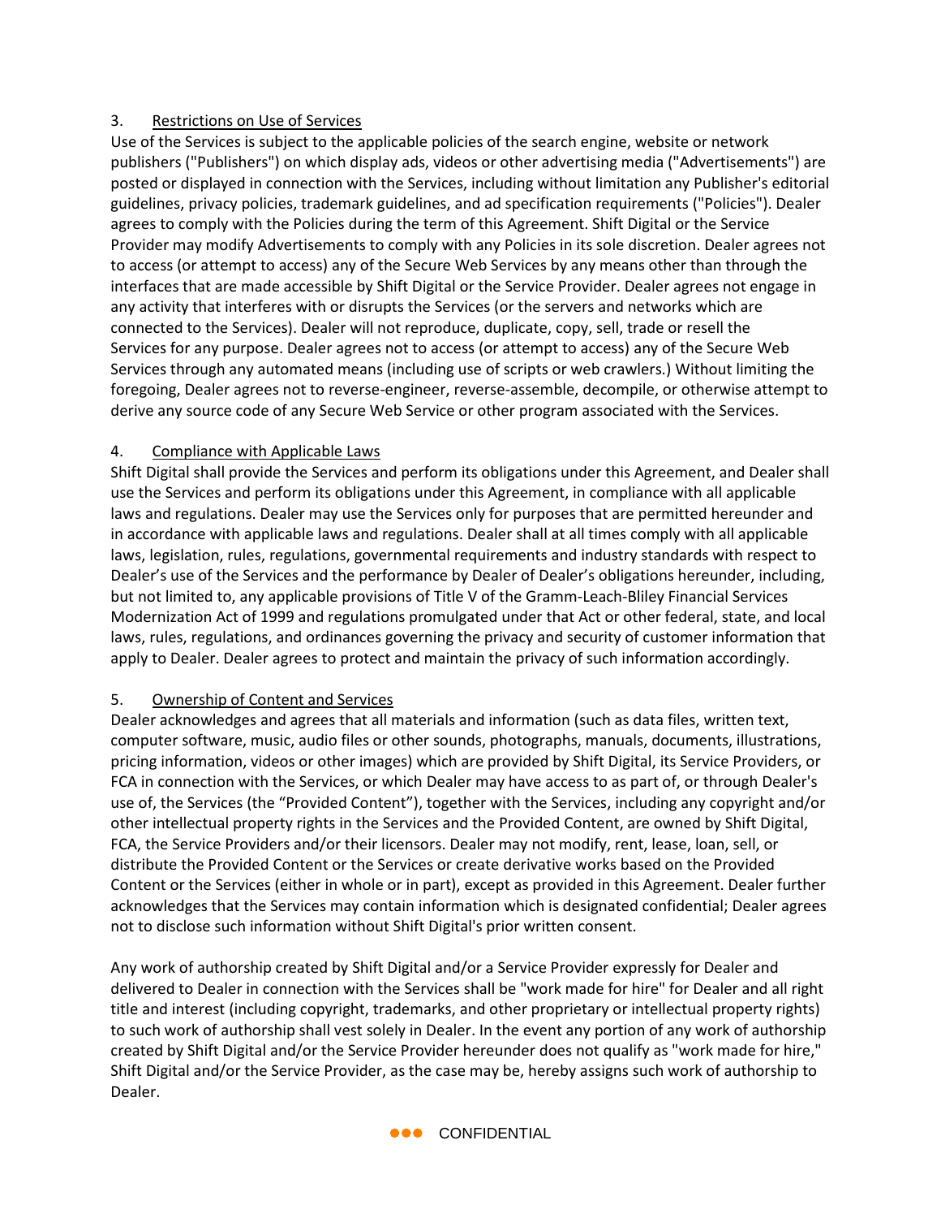3. Restrictions on Use of Services

Use of the Services is subject to the applicable policies of the search engine, website or network publishers ("Publishers") on which display ads, videos or other advertising media ("Advertisements") are posted or displayed in connection with the Services, including without limitation any Publisher's editorial guidelines, privacy policies, trademark guidelines, and ad specification requirements ("Policies"). Dealer agrees to comply with the Policies during the term of this Agreement. Shift Digital or the Service Provider may modify Advertisements to comply with any Policies in its sole discretion. Dealer agrees not to access (or attempt to access) any of the Secure Web Services by any means other than through the interfaces that are made accessible by Shift Digital or the Service Provider. Dealer agrees not engage in any activity that interferes with or disrupts the Services (or the servers and networks which are connected to the Services). Dealer will not reproduce, duplicate, copy, sell, trade or resell the Services for any purpose. Dealer agrees not to access (or attempt to access) any of the Secure Web Services through any automated means (including use of scripts or web crawlers.) Without limiting the foregoing, Dealer agrees not to reverse-engineer, reverse-assemble, decompile, or otherwise attempt to derive any source code of any Secure Web Service or other program associated with the Services.

4. Compliance with Applicable Laws

Shift Digital shall provide the Services and perform its obligations under this Agreement, and Dealer shall use the Services and perform its obligations under this Agreement, in compliance with all applicable laws and regulations. Dealer may use the Services only for purposes that are permitted hereunder and in accordance with applicable laws and regulations. Dealer shall at all times comply with all applicable laws, legislation, rules, regulations, governmental requirements and industry standards with respect to Dealer's use of the Services and the performance by Dealer of Dealer's obligations hereunder, including, but not limited to, any applicable provisions of Title V of the Gramm-Leach-Bliley Financial Services Modernization Act of 1999 and regulations promulgated under that Act or other federal, state, and local laws, rules, regulations, and ordinances governing the privacy and security of customer information that apply to Dealer. Dealer agrees to protect and maintain the privacy of such information accordingly.

5. Ownership of Content and Services

Dealer acknowledges and agrees that all materials and information (such as data files, written text, computer software, music, audio files or other sounds, photographs, manuals, documents, illustrations, pricing information, videos or other images) which are provided by Shift Digital, its Service Providers, or FCA in connection with the Services, or which Dealer may have access to as part of, or through Dealer's use of, the Services (the "Provided Content"), together with the Services, including any copyright and/or other intellectual property rights in the Services and the Provided Content, are owned by Shift Digital, FCA, the Service Providers and/or their licensors. Dealer may not modify, rent, lease, loan, sell, or distribute the Provided Content or the Services or create derivative works based on the Provided Content or the Services (either in whole or in part), except as provided in this Agreement. Dealer further acknowledges that the Services may contain information which is designated confidential; Dealer agrees not to disclose such information without Shift Digital's prior written consent.

Any work of authorship created by Shift Digital and/or a Service Provider expressly for Dealer and delivered to Dealer in connection with the Services shall be "work made for hire" for Dealer and all right title and interest (including copyright, trademarks, and other proprietary or intellectual property rights) to such work of authorship shall vest solely in Dealer. In the event any portion of any work of authorship created by Shift Digital and/or the Service Provider hereunder does not qualify as "work made for hire," Shift Digital and/or the Service Provider, as the case may be, hereby assigns such work of authorship to Dealer.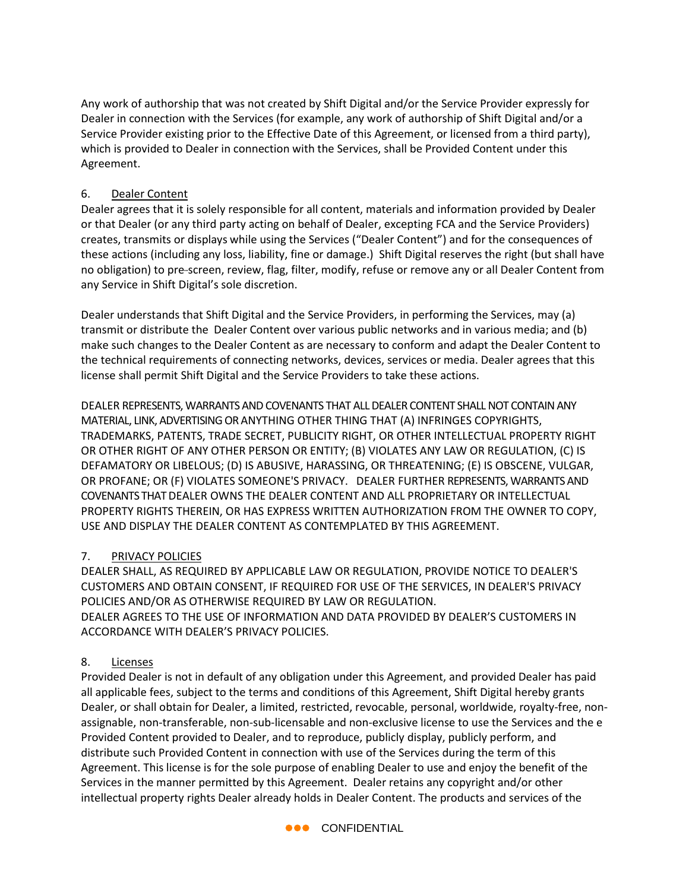Any work of authorship that was not created by Shift Digital and/or the Service Provider expressly for Dealer in connection with the Services (for example, any work of authorship of Shift Digital and/or a Service Provider existing prior to the Effective Date of this Agreement, or licensed from a third party), which is provided to Dealer in connection with the Services, shall be Provided Content under this Agreement.

6. Dealer Content

Dealer agrees that it is solely responsible for all content, materials and information provided by Dealer or that Dealer (or any third party acting on behalf of Dealer, excepting FCA and the Service Providers) creates, transmits or displays while using the Services ("Dealer Content") and for the consequences of these actions (including any loss, liability, fine or damage.) Shift Digital reserves the right (but shall have no obligation) to pre-screen, review, flag, filter, modify, refuse or remove any or all Dealer Content from any Service in Shift Digital's sole discretion.

Dealer understands that Shift Digital and the Service Providers, in performing the Services, may (a) transmit or distribute the Dealer Content over various public networks and in various media; and (b) make such changes to the Dealer Content as are necessary to conform and adapt the Dealer Content to the technical requirements of connecting networks, devices, services or media. Dealer agrees that this license shall permit Shift Digital and the Service Providers to take these actions.

DEALER REPRESENTS, WARRANTS AND COVENANTS THAT ALL DEALER CONTENT SHALL NOT CONTAIN ANY MATERIAL, LINK, ADVERTISING OR ANYTHING OTHER THING THAT (A) INFRINGES COPYRIGHTS, TRADEMARKS, PATENTS, TRADE SECRET, PUBLICITY RIGHT, OR OTHER INTELLECTUAL PROPERTY RIGHT OR OTHER RIGHT OF ANY OTHER PERSON OR ENTITY; (B) VIOLATES ANY LAW OR REGULATION, (C) IS DEFAMATORY OR LIBELOUS; (D) IS ABUSIVE, HARASSING, OR THREATENING; (E) IS OBSCENE, VULGAR, OR PROFANE; OR (F) VIOLATES SOMEONE'S PRIVACY. DEALER FURTHER REPRESENTS, WARRANTS AND COVENANTS THAT DEALER OWNS THE DEALER CONTENT AND ALL PROPRIETARY OR INTELLECTUAL PROPERTY RIGHTS THEREIN, OR HAS EXPRESS WRITTEN AUTHORIZATION FROM THE OWNER TO COPY, USE AND DISPLAY THE DEALER CONTENT AS CONTEMPLATED BY THIS AGREEMENT.

7. PRIVACY POLICIES

DEALER SHALL, AS REQUIRED BY APPLICABLE LAW OR REGULATION, PROVIDE NOTICE TO DEALER'S CUSTOMERS AND OBTAIN CONSENT, IF REQUIRED FOR USE OF THE SERVICES, IN DEALER'S PRIVACY POLICIES AND/OR AS OTHERWISE REQUIRED BY LAW OR REGULATION.
DEALER AGREES TO THE USE OF INFORMATION AND DATA PROVIDED BY DEALER'S CUSTOMERS IN ACCORDANCE WITH DEALER'S PRIVACY POLICIES.

8. Licenses

Provided Dealer is not in default of any obligation under this Agreement, and provided Dealer has paid all applicable fees, subject to the terms and conditions of this Agreement, Shift Digital hereby grants Dealer, or shall obtain for Dealer, a limited, restricted, revocable, personal, worldwide, royalty-free, non-assignable, non-transferable, non-sub-licensable and non-exclusive license to use the Services and the e Provided Content provided to Dealer, and to reproduce, publicly display, publicly perform, and distribute such Provided Content in connection with use of the Services during the term of this Agreement. This license is for the sole purpose of enabling Dealer to use and enjoy the benefit of the Services in the manner permitted by this Agreement. Dealer retains any copyright and/or other intellectual property rights Dealer already holds in Dealer Content. The products and services of the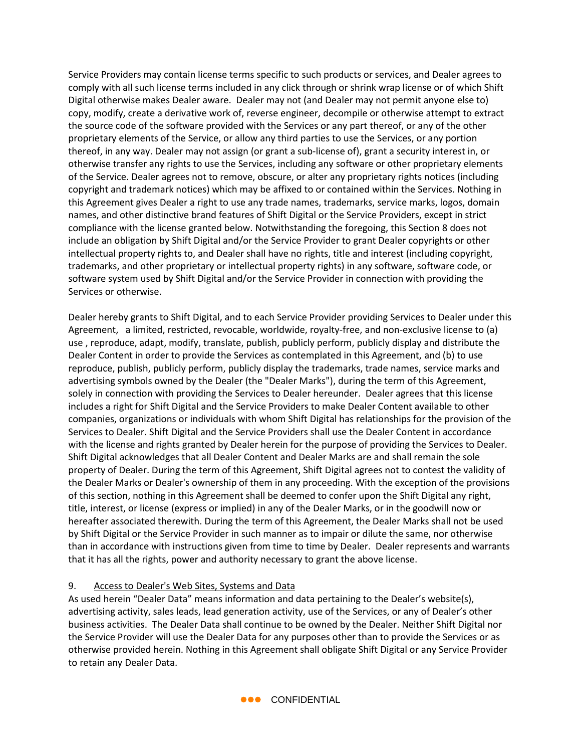Service Providers may contain license terms specific to such products or services, and Dealer agrees to comply with all such license terms included in any click through or shrink wrap license or of which Shift Digital otherwise makes Dealer aware. Dealer may not (and Dealer may not permit anyone else to) copy, modify, create a derivative work of, reverse engineer, decompile or otherwise attempt to extract the source code of the software provided with the Services or any part thereof, or any of the other proprietary elements of the Service, or allow any third parties to use the Services, or any portion thereof, in any way. Dealer may not assign (or grant a sub-license of), grant a security interest in, or otherwise transfer any rights to use the Services, including any software or other proprietary elements of the Service. Dealer agrees not to remove, obscure, or alter any proprietary rights notices (including copyright and trademark notices) which may be affixed to or contained within the Services. Nothing in this Agreement gives Dealer a right to use any trade names, trademarks, service marks, logos, domain names, and other distinctive brand features of Shift Digital or the Service Providers, except in strict compliance with the license granted below. Notwithstanding the foregoing, this Section 8 does not include an obligation by Shift Digital and/or the Service Provider to grant Dealer copyrights or other intellectual property rights to, and Dealer shall have no rights, title and interest (including copyright, trademarks, and other proprietary or intellectual property rights) in any software, software code, or software system used by Shift Digital and/or the Service Provider in connection with providing the Services or otherwise.

Dealer hereby grants to Shift Digital, and to each Service Provider providing Services to Dealer under this Agreement, a limited, restricted, revocable, worldwide, royalty-free, and non-exclusive license to (a) use , reproduce, adapt, modify, translate, publish, publicly perform, publicly display and distribute the Dealer Content in order to provide the Services as contemplated in this Agreement, and (b) to use reproduce, publish, publicly perform, publicly display the trademarks, trade names, service marks and advertising symbols owned by the Dealer (the "Dealer Marks"), during the term of this Agreement, solely in connection with providing the Services to Dealer hereunder. Dealer agrees that this license includes a right for Shift Digital and the Service Providers to make Dealer Content available to other companies, organizations or individuals with whom Shift Digital has relationships for the provision of the Services to Dealer. Shift Digital and the Service Providers shall use the Dealer Content in accordance with the license and rights granted by Dealer herein for the purpose of providing the Services to Dealer. Shift Digital acknowledges that all Dealer Content and Dealer Marks are and shall remain the sole property of Dealer. During the term of this Agreement, Shift Digital agrees not to contest the validity of the Dealer Marks or Dealer's ownership of them in any proceeding. With the exception of the provisions of this section, nothing in this Agreement shall be deemed to confer upon the Shift Digital any right, title, interest, or license (express or implied) in any of the Dealer Marks, or in the goodwill now or hereafter associated therewith. During the term of this Agreement, the Dealer Marks shall not be used by Shift Digital or the Service Provider in such manner as to impair or dilute the same, nor otherwise than in accordance with instructions given from time to time by Dealer. Dealer represents and warrants that it has all the rights, power and authority necessary to grant the above license.

9. Access to Dealer's Web Sites, Systems and Data

As used herein "Dealer Data" means information and data pertaining to the Dealer's website(s), advertising activity, sales leads, lead generation activity, use of the Services, or any of Dealer's other business activities. The Dealer Data shall continue to be owned by the Dealer. Neither Shift Digital nor the Service Provider will use the Dealer Data for any purposes other than to provide the Services or as otherwise provided herein. Nothing in this Agreement shall obligate Shift Digital or any Service Provider to retain any Dealer Data.

CONFIDENTIAL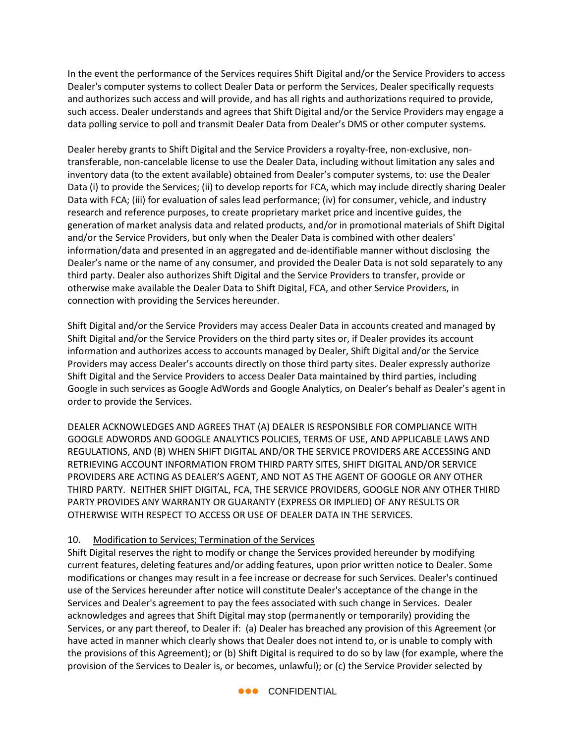In the event the performance of the Services requires Shift Digital and/or the Service Providers to access Dealer's computer systems to collect Dealer Data or perform the Services, Dealer specifically requests and authorizes such access and will provide, and has all rights and authorizations required to provide, such access. Dealer understands and agrees that Shift Digital and/or the Service Providers may engage a data polling service to poll and transmit Dealer Data from Dealer's DMS or other computer systems.

Dealer hereby grants to Shift Digital and the Service Providers a royalty-free, non-exclusive, non-transferable, non-cancelable license to use the Dealer Data, including without limitation any sales and inventory data (to the extent available) obtained from Dealer's computer systems, to: use the Dealer Data (i) to provide the Services; (ii) to develop reports for FCA, which may include directly sharing Dealer Data with FCA; (iii) for evaluation of sales lead performance; (iv) for consumer, vehicle, and industry research and reference purposes, to create proprietary market price and incentive guides, the generation of market analysis data and related products, and/or in promotional materials of Shift Digital and/or the Service Providers, but only when the Dealer Data is combined with other dealers' information/data and presented in an aggregated and de-identifiable manner without disclosing the Dealer's name or the name of any consumer, and provided the Dealer Data is not sold separately to any third party. Dealer also authorizes Shift Digital and the Service Providers to transfer, provide or otherwise make available the Dealer Data to Shift Digital, FCA, and other Service Providers, in connection with providing the Services hereunder.

Shift Digital and/or the Service Providers may access Dealer Data in accounts created and managed by Shift Digital and/or the Service Providers on the third party sites or, if Dealer provides its account information and authorizes access to accounts managed by Dealer, Shift Digital and/or the Service Providers may access Dealer's accounts directly on those third party sites. Dealer expressly authorize Shift Digital and the Service Providers to access Dealer Data maintained by third parties, including Google in such services as Google AdWords and Google Analytics, on Dealer's behalf as Dealer's agent in order to provide the Services.

DEALER ACKNOWLEDGES AND AGREES THAT (A) DEALER IS RESPONSIBLE FOR COMPLIANCE WITH GOOGLE ADWORDS AND GOOGLE ANALYTICS POLICIES, TERMS OF USE, AND APPLICABLE LAWS AND REGULATIONS, AND (B) WHEN SHIFT DIGITAL AND/OR THE SERVICE PROVIDERS ARE ACCESSING AND RETRIEVING ACCOUNT INFORMATION FROM THIRD PARTY SITES, SHIFT DIGITAL AND/OR SERVICE PROVIDERS ARE ACTING AS DEALER'S AGENT, AND NOT AS THE AGENT OF GOOGLE OR ANY OTHER THIRD PARTY. NEITHER SHIFT DIGITAL, FCA, THE SERVICE PROVIDERS, GOOGLE NOR ANY OTHER THIRD PARTY PROVIDES ANY WARRANTY OR GUARANTY (EXPRESS OR IMPLIED) OF ANY RESULTS OR OTHERWISE WITH RESPECT TO ACCESS OR USE OF DEALER DATA IN THE SERVICES.

10. Modification to Services; Termination of the Services

Shift Digital reserves the right to modify or change the Services provided hereunder by modifying current features, deleting features and/or adding features, upon prior written notice to Dealer. Some modifications or changes may result in a fee increase or decrease for such Services. Dealer's continued use of the Services hereunder after notice will constitute Dealer's acceptance of the change in the Services and Dealer's agreement to pay the fees associated with such change in Services. Dealer acknowledges and agrees that Shift Digital may stop (permanently or temporarily) providing the Services, or any part thereof, to Dealer if: (a) Dealer has breached any provision of this Agreement (or have acted in manner which clearly shows that Dealer does not intend to, or is unable to comply with the provisions of this Agreement); or (b) Shift Digital is required to do so by law (for example, where the provision of the Services to Dealer is, or becomes, unlawful); or (c) the Service Provider selected by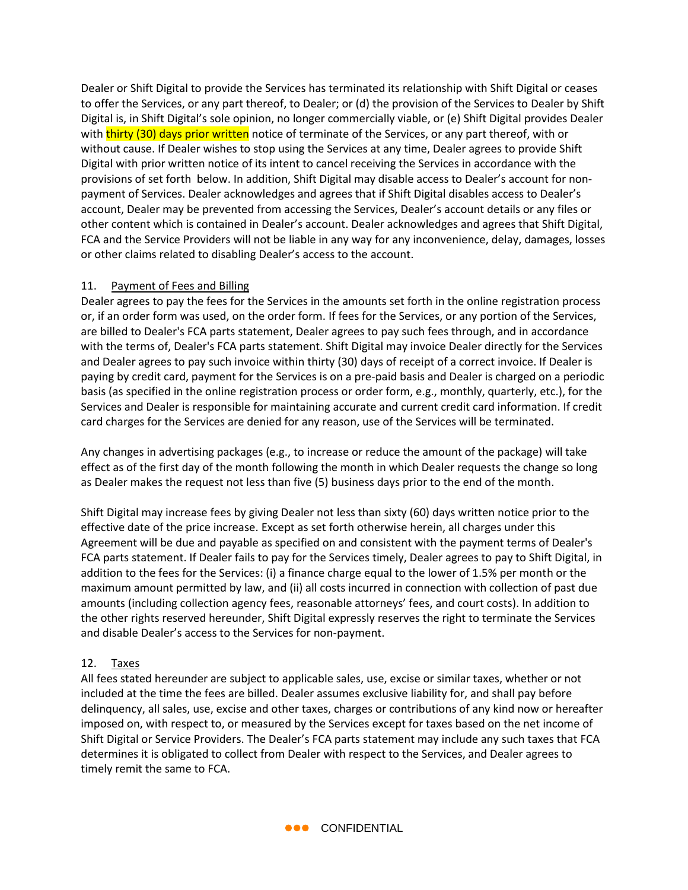Dealer or Shift Digital to provide the Services has terminated its relationship with Shift Digital or ceases to offer the Services, or any part thereof, to Dealer; or (d) the provision of the Services to Dealer by Shift Digital is, in Shift Digital's sole opinion, no longer commercially viable, or (e) Shift Digital provides Dealer with thirty (30) days prior written notice of terminate of the Services, or any part thereof, with or without cause. If Dealer wishes to stop using the Services at any time, Dealer agrees to provide Shift Digital with prior written notice of its intent to cancel receiving the Services in accordance with the provisions of set forth below. In addition, Shift Digital may disable access to Dealer's account for non-payment of Services. Dealer acknowledges and agrees that if Shift Digital disables access to Dealer's account, Dealer may be prevented from accessing the Services, Dealer's account details or any files or other content which is contained in Dealer's account. Dealer acknowledges and agrees that Shift Digital, FCA and the Service Providers will not be liable in any way for any inconvenience, delay, damages, losses or other claims related to disabling Dealer's access to the account.

11. Payment of Fees and Billing

Dealer agrees to pay the fees for the Services in the amounts set forth in the online registration process or, if an order form was used, on the order form. If fees for the Services, or any portion of the Services, are billed to Dealer's FCA parts statement, Dealer agrees to pay such fees through, and in accordance with the terms of, Dealer's FCA parts statement. Shift Digital may invoice Dealer directly for the Services and Dealer agrees to pay such invoice within thirty (30) days of receipt of a correct invoice. If Dealer is paying by credit card, payment for the Services is on a pre-paid basis and Dealer is charged on a periodic basis (as specified in the online registration process or order form, e.g., monthly, quarterly, etc.), for the Services and Dealer is responsible for maintaining accurate and current credit card information. If credit card charges for the Services are denied for any reason, use of the Services will be terminated.

Any changes in advertising packages (e.g., to increase or reduce the amount of the package) will take effect as of the first day of the month following the month in which Dealer requests the change so long as Dealer makes the request not less than five (5) business days prior to the end of the month.

Shift Digital may increase fees by giving Dealer not less than sixty (60) days written notice prior to the effective date of the price increase. Except as set forth otherwise herein, all charges under this Agreement will be due and payable as specified on and consistent with the payment terms of Dealer's FCA parts statement. If Dealer fails to pay for the Services timely, Dealer agrees to pay to Shift Digital, in addition to the fees for the Services: (i) a finance charge equal to the lower of 1.5% per month or the maximum amount permitted by law, and (ii) all costs incurred in connection with collection of past due amounts (including collection agency fees, reasonable attorneys' fees, and court costs). In addition to the other rights reserved hereunder, Shift Digital expressly reserves the right to terminate the Services and disable Dealer's access to the Services for non-payment.

12. Taxes

All fees stated hereunder are subject to applicable sales, use, excise or similar taxes, whether or not included at the time the fees are billed. Dealer assumes exclusive liability for, and shall pay before delinquency, all sales, use, excise and other taxes, charges or contributions of any kind now or hereafter imposed on, with respect to, or measured by the Services except for taxes based on the net income of Shift Digital or Service Providers. The Dealer's FCA parts statement may include any such taxes that FCA determines it is obligated to collect from Dealer with respect to the Services, and Dealer agrees to timely remit the same to FCA.

CONFIDENTIAL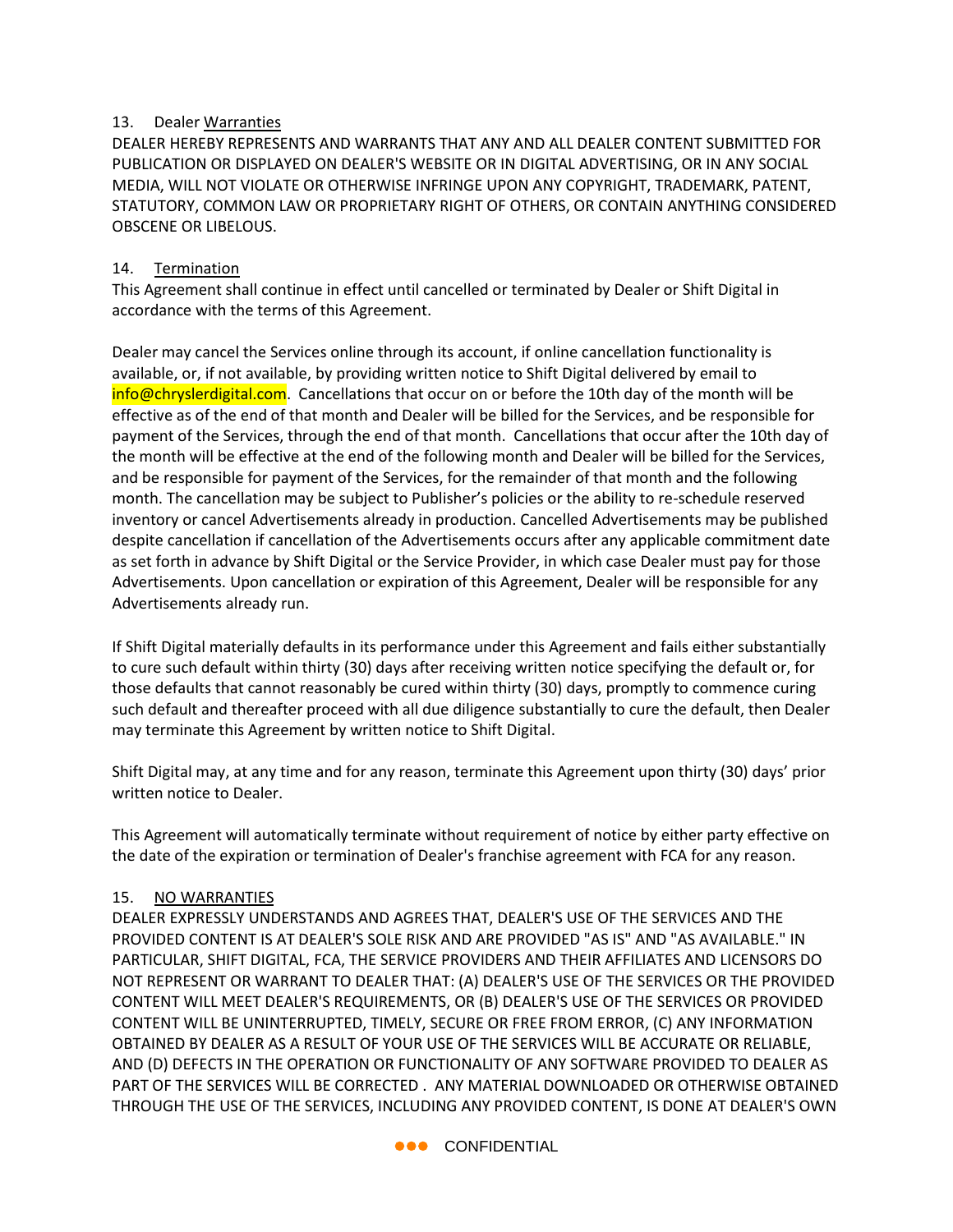13. Dealer Warranties

DEALER HEREBY REPRESENTS AND WARRANTS THAT ANY AND ALL DEALER CONTENT SUBMITTED FOR PUBLICATION OR DISPLAYED ON DEALER'S WEBSITE OR IN DIGITAL ADVERTISING, OR IN ANY SOCIAL MEDIA, WILL NOT VIOLATE OR OTHERWISE INFRINGE UPON ANY COPYRIGHT, TRADEMARK, PATENT, STATUTORY, COMMON LAW OR PROPRIETARY RIGHT OF OTHERS, OR CONTAIN ANYTHING CONSIDERED OBSCENE OR LIBELOUS.

14. Termination

This Agreement shall continue in effect until cancelled or terminated by Dealer or Shift Digital in accordance with the terms of this Agreement.

Dealer may cancel the Services online through its account, if online cancellation functionality is available, or, if not available, by providing written notice to Shift Digital delivered by email to info@chryslerdigital.com. Cancellations that occur on or before the 10th day of the month will be effective as of the end of that month and Dealer will be billed for the Services, and be responsible for payment of the Services, through the end of that month. Cancellations that occur after the 10th day of the month will be effective at the end of the following month and Dealer will be billed for the Services, and be responsible for payment of the Services, for the remainder of that month and the following month. The cancellation may be subject to Publisher's policies or the ability to re-schedule reserved inventory or cancel Advertisements already in production. Cancelled Advertisements may be published despite cancellation if cancellation of the Advertisements occurs after any applicable commitment date as set forth in advance by Shift Digital or the Service Provider, in which case Dealer must pay for those Advertisements. Upon cancellation or expiration of this Agreement, Dealer will be responsible for any Advertisements already run.

If Shift Digital materially defaults in its performance under this Agreement and fails either substantially to cure such default within thirty (30) days after receiving written notice specifying the default or, for those defaults that cannot reasonably be cured within thirty (30) days, promptly to commence curing such default and thereafter proceed with all due diligence substantially to cure the default, then Dealer may terminate this Agreement by written notice to Shift Digital.

Shift Digital may, at any time and for any reason, terminate this Agreement upon thirty (30) days' prior written notice to Dealer.

This Agreement will automatically terminate without requirement of notice by either party effective on the date of the expiration or termination of Dealer's franchise agreement with FCA for any reason.

15. NO WARRANTIES

DEALER EXPRESSLY UNDERSTANDS AND AGREES THAT, DEALER'S USE OF THE SERVICES AND THE PROVIDED CONTENT IS AT DEALER'S SOLE RISK AND ARE PROVIDED "AS IS" AND "AS AVAILABLE." IN PARTICULAR, SHIFT DIGITAL, FCA, THE SERVICE PROVIDERS AND THEIR AFFILIATES AND LICENSORS DO NOT REPRESENT OR WARRANT TO DEALER THAT: (A) DEALER'S USE OF THE SERVICES OR THE PROVIDED CONTENT WILL MEET DEALER'S REQUIREMENTS, OR (B) DEALER'S USE OF THE SERVICES OR PROVIDED CONTENT WILL BE UNINTERRUPTED, TIMELY, SECURE OR FREE FROM ERROR, (C) ANY INFORMATION OBTAINED BY DEALER AS A RESULT OF YOUR USE OF THE SERVICES WILL BE ACCURATE OR RELIABLE, AND (D) DEFECTS IN THE OPERATION OR FUNCTIONALITY OF ANY SOFTWARE PROVIDED TO DEALER AS PART OF THE SERVICES WILL BE CORRECTED . ANY MATERIAL DOWNLOADED OR OTHERWISE OBTAINED THROUGH THE USE OF THE SERVICES, INCLUDING ANY PROVIDED CONTENT, IS DONE AT DEALER'S OWN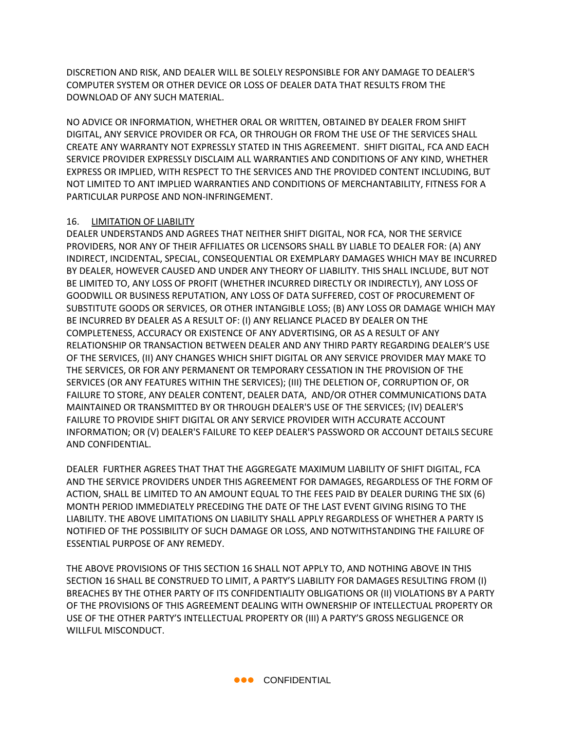DISCRETION AND RISK, AND DEALER WILL BE SOLELY RESPONSIBLE FOR ANY DAMAGE TO DEALER'S COMPUTER SYSTEM OR OTHER DEVICE OR LOSS OF DEALER DATA THAT RESULTS FROM THE DOWNLOAD OF ANY SUCH MATERIAL.

NO ADVICE OR INFORMATION, WHETHER ORAL OR WRITTEN, OBTAINED BY DEALER FROM SHIFT DIGITAL, ANY SERVICE PROVIDER OR FCA, OR THROUGH OR FROM THE USE OF THE SERVICES SHALL CREATE ANY WARRANTY NOT EXPRESSLY STATED IN THIS AGREEMENT. SHIFT DIGITAL, FCA AND EACH SERVICE PROVIDER EXPRESSLY DISCLAIM ALL WARRANTIES AND CONDITIONS OF ANY KIND, WHETHER EXPRESS OR IMPLIED, WITH RESPECT TO THE SERVICES AND THE PROVIDED CONTENT INCLUDING, BUT NOT LIMITED TO ANT IMPLIED WARRANTIES AND CONDITIONS OF MERCHANTABILITY, FITNESS FOR A PARTICULAR PURPOSE AND NON-INFRINGEMENT.

16. <u>LIMITATION OF LIABILITY</u>

DEALER UNDERSTANDS AND AGREES THAT NEITHER SHIFT DIGITAL, NOR FCA, NOR THE SERVICE PROVIDERS, NOR ANY OF THEIR AFFILIATES OR LICENSORS SHALL BY LIABLE TO DEALER FOR: (A) ANY INDIRECT, INCIDENTAL, SPECIAL, CONSEQUENTIAL OR EXEMPLARY DAMAGES WHICH MAY BE INCURRED BY DEALER, HOWEVER CAUSED AND UNDER ANY THEORY OF LIABILITY. THIS SHALL INCLUDE, BUT NOT BE LIMITED TO, ANY LOSS OF PROFIT (WHETHER INCURRED DIRECTLY OR INDIRECTLY), ANY LOSS OF GOODWILL OR BUSINESS REPUTATION, ANY LOSS OF DATA SUFFERED, COST OF PROCUREMENT OF SUBSTITUTE GOODS OR SERVICES, OR OTHER INTANGIBLE LOSS; (B) ANY LOSS OR DAMAGE WHICH MAY BE INCURRED BY DEALER AS A RESULT OF: (I) ANY RELIANCE PLACED BY DEALER ON THE COMPLETENESS, ACCURACY OR EXISTENCE OF ANY ADVERTISING, OR AS A RESULT OF ANY RELATIONSHIP OR TRANSACTION BETWEEN DEALER AND ANY THIRD PARTY REGARDING DEALER'S USE OF THE SERVICES, (II) ANY CHANGES WHICH SHIFT DIGITAL OR ANY SERVICE PROVIDER MAY MAKE TO THE SERVICES, OR FOR ANY PERMANENT OR TEMPORARY CESSATION IN THE PROVISION OF THE SERVICES (OR ANY FEATURES WITHIN THE SERVICES); (III) THE DELETION OF, CORRUPTION OF, OR FAILURE TO STORE, ANY DEALER CONTENT, DEALER DATA, AND/OR OTHER COMMUNICATIONS DATA MAINTAINED OR TRANSMITTED BY OR THROUGH DEALER'S USE OF THE SERVICES; (IV) DEALER'S FAILURE TO PROVIDE SHIFT DIGITAL OR ANY SERVICE PROVIDER WITH ACCURATE ACCOUNT INFORMATION; OR (V) DEALER'S FAILURE TO KEEP DEALER'S PASSWORD OR ACCOUNT DETAILS SECURE AND CONFIDENTIAL.

DEALER FURTHER AGREES THAT THAT THE AGGREGATE MAXIMUM LIABILITY OF SHIFT DIGITAL, FCA AND THE SERVICE PROVIDERS UNDER THIS AGREEMENT FOR DAMAGES, REGARDLESS OF THE FORM OF ACTION, SHALL BE LIMITED TO AN AMOUNT EQUAL TO THE FEES PAID BY DEALER DURING THE SIX (6) MONTH PERIOD IMMEDIATELY PRECEDING THE DATE OF THE LAST EVENT GIVING RISING TO THE LIABILITY. THE ABOVE LIMITATIONS ON LIABILITY SHALL APPLY REGARDLESS OF WHETHER A PARTY IS NOTIFIED OF THE POSSIBILITY OF SUCH DAMAGE OR LOSS, AND NOTWITHSTANDING THE FAILURE OF ESSENTIAL PURPOSE OF ANY REMEDY.

THE ABOVE PROVISIONS OF THIS SECTION 16 SHALL NOT APPLY TO, AND NOTHING ABOVE IN THIS SECTION 16 SHALL BE CONSTRUED TO LIMIT, A PARTY'S LIABILITY FOR DAMAGES RESULTING FROM (I) BREACHES BY THE OTHER PARTY OF ITS CONFIDENTIALITY OBLIGATIONS OR (II) VIOLATIONS BY A PARTY OF THE PROVISIONS OF THIS AGREEMENT DEALING WITH OWNERSHIP OF INTELLECTUAL PROPERTY OR USE OF THE OTHER PARTY'S INTELLECTUAL PROPERTY OR (III) A PARTY'S GROSS NEGLIGENCE OR WILLFUL MISCONDUCT.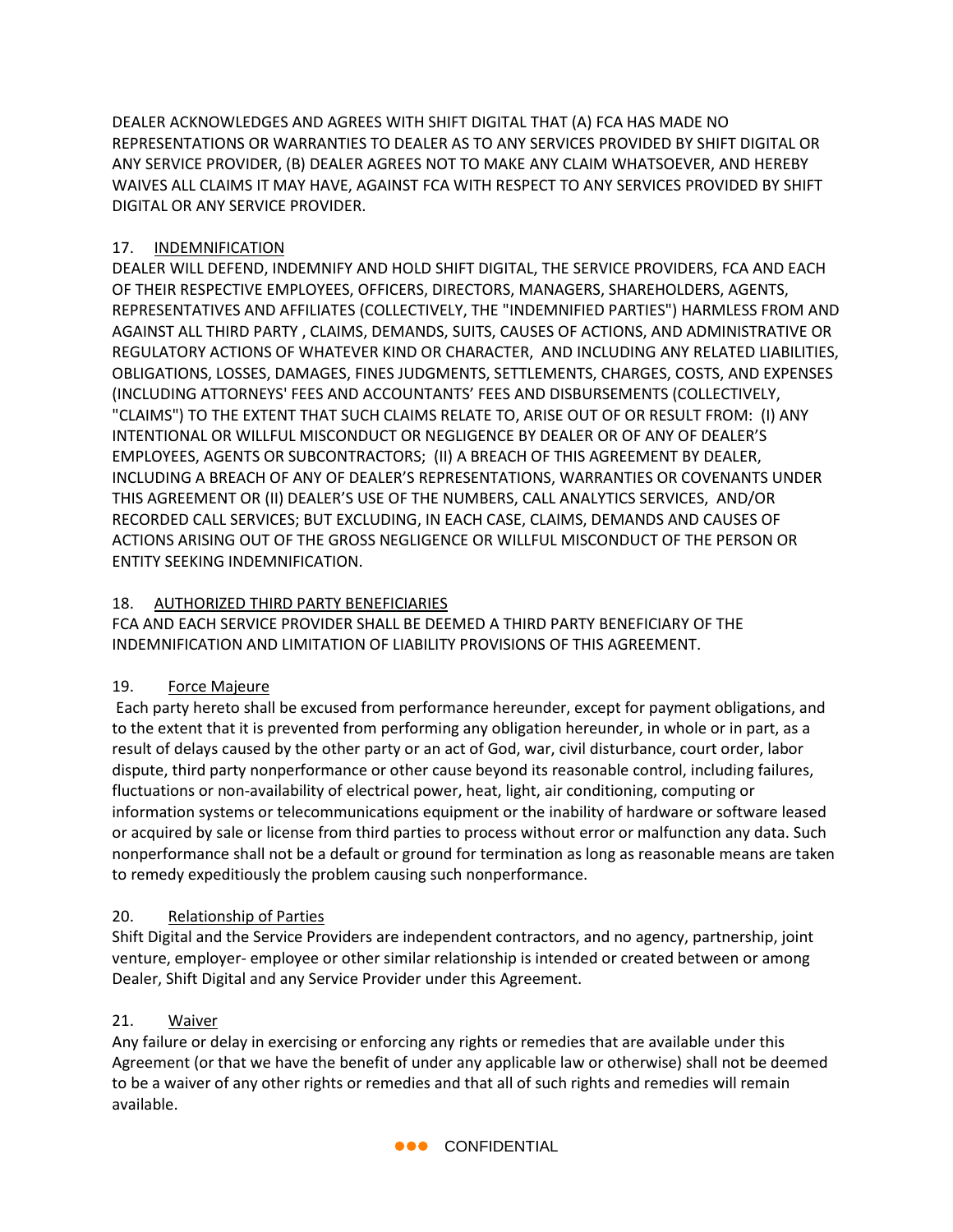DEALER ACKNOWLEDGES AND AGREES WITH SHIFT DIGITAL THAT (A) FCA HAS MADE NO REPRESENTATIONS OR WARRANTIES TO DEALER AS TO ANY SERVICES PROVIDED BY SHIFT DIGITAL OR ANY SERVICE PROVIDER, (B) DEALER AGREES NOT TO MAKE ANY CLAIM WHATSOEVER, AND HEREBY WAIVES ALL CLAIMS IT MAY HAVE, AGAINST FCA WITH RESPECT TO ANY SERVICES PROVIDED BY SHIFT DIGITAL OR ANY SERVICE PROVIDER.

17. INDEMNIFICATION

DEALER WILL DEFEND, INDEMNIFY AND HOLD SHIFT DIGITAL, THE SERVICE PROVIDERS, FCA AND EACH OF THEIR RESPECTIVE EMPLOYEES, OFFICERS, DIRECTORS, MANAGERS, SHAREHOLDERS, AGENTS, REPRESENTATIVES AND AFFILIATES (COLLECTIVELY, THE "INDEMNIFIED PARTIES") HARMLESS FROM AND AGAINST ALL THIRD PARTY , CLAIMS, DEMANDS, SUITS, CAUSES OF ACTIONS, AND ADMINISTRATIVE OR REGULATORY ACTIONS OF WHATEVER KIND OR CHARACTER, AND INCLUDING ANY RELATED LIABILITIES, OBLIGATIONS, LOSSES, DAMAGES, FINES JUDGMENTS, SETTLEMENTS, CHARGES, COSTS, AND EXPENSES (INCLUDING ATTORNEYS' FEES AND ACCOUNTANTS' FEES AND DISBURSEMENTS (COLLECTIVELY, "CLAIMS") TO THE EXTENT THAT SUCH CLAIMS RELATE TO, ARISE OUT OF OR RESULT FROM: (I) ANY INTENTIONAL OR WILLFUL MISCONDUCT OR NEGLIGENCE BY DEALER OR OF ANY OF DEALER'S EMPLOYEES, AGENTS OR SUBCONTRACTORS; (II) A BREACH OF THIS AGREEMENT BY DEALER, INCLUDING A BREACH OF ANY OF DEALER'S REPRESENTATIONS, WARRANTIES OR COVENANTS UNDER THIS AGREEMENT OR (II) DEALER'S USE OF THE NUMBERS, CALL ANALYTICS SERVICES, AND/OR RECORDED CALL SERVICES; BUT EXCLUDING, IN EACH CASE, CLAIMS, DEMANDS AND CAUSES OF ACTIONS ARISING OUT OF THE GROSS NEGLIGENCE OR WILLFUL MISCONDUCT OF THE PERSON OR ENTITY SEEKING INDEMNIFICATION.

18. AUTHORIZED THIRD PARTY BENEFICIARIES

FCA AND EACH SERVICE PROVIDER SHALL BE DEEMED A THIRD PARTY BENEFICIARY OF THE INDEMNIFICATION AND LIMITATION OF LIABILITY PROVISIONS OF THIS AGREEMENT.

19. Force Majeure

Each party hereto shall be excused from performance hereunder, except for payment obligations, and to the extent that it is prevented from performing any obligation hereunder, in whole or in part, as a result of delays caused by the other party or an act of God, war, civil disturbance, court order, labor dispute, third party nonperformance or other cause beyond its reasonable control, including failures, fluctuations or non-availability of electrical power, heat, light, air conditioning, computing or information systems or telecommunications equipment or the inability of hardware or software leased or acquired by sale or license from third parties to process without error or malfunction any data. Such nonperformance shall not be a default or ground for termination as long as reasonable means are taken to remedy expeditiously the problem causing such nonperformance.

20. Relationship of Parties

Shift Digital and the Service Providers are independent contractors, and no agency, partnership, joint venture, employer- employee or other similar relationship is intended or created between or among Dealer, Shift Digital and any Service Provider under this Agreement.

21. Waiver

Any failure or delay in exercising or enforcing any rights or remedies that are available under this Agreement (or that we have the benefit of under any applicable law or otherwise) shall not be deemed to be a waiver of any other rights or remedies and that all of such rights and remedies will remain available.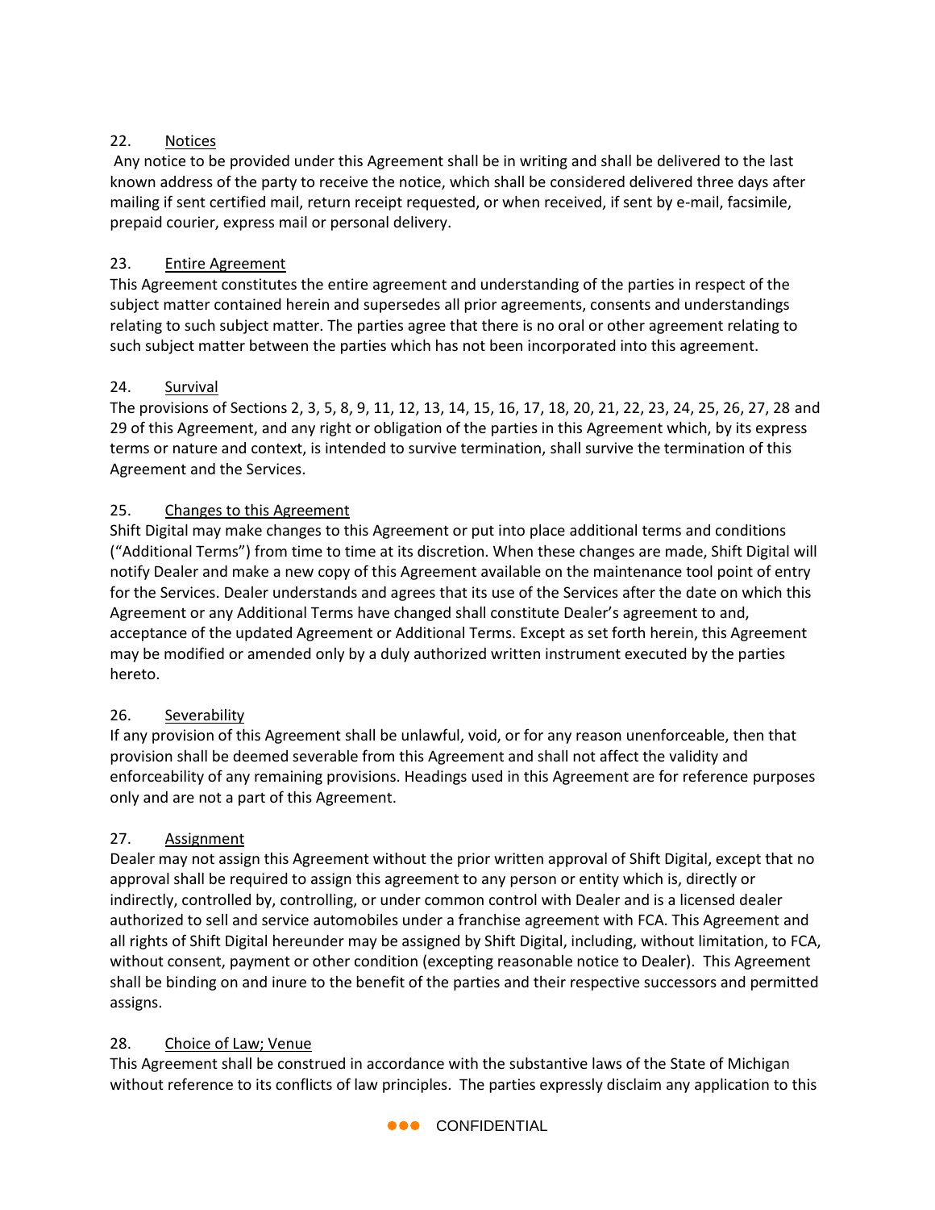22. Notices

Any notice to be provided under this Agreement shall be in writing and shall be delivered to the last known address of the party to receive the notice, which shall be considered delivered three days after mailing if sent certified mail, return receipt requested, or when received, if sent by e-mail, facsimile, prepaid courier, express mail or personal delivery.

23. Entire Agreement

This Agreement constitutes the entire agreement and understanding of the parties in respect of the subject matter contained herein and supersedes all prior agreements, consents and understandings relating to such subject matter. The parties agree that there is no oral or other agreement relating to such subject matter between the parties which has not been incorporated into this agreement.

24. Survival

The provisions of Sections 2, 3, 5, 8, 9, 11, 12, 13, 14, 15, 16, 17, 18, 20, 21, 22, 23, 24, 25, 26, 27, 28 and 29 of this Agreement, and any right or obligation of the parties in this Agreement which, by its express terms or nature and context, is intended to survive termination, shall survive the termination of this Agreement and the Services.

25. Changes to this Agreement

Shift Digital may make changes to this Agreement or put into place additional terms and conditions ("Additional Terms") from time to time at its discretion. When these changes are made, Shift Digital will notify Dealer and make a new copy of this Agreement available on the maintenance tool point of entry for the Services. Dealer understands and agrees that its use of the Services after the date on which this Agreement or any Additional Terms have changed shall constitute Dealer's agreement to and, acceptance of the updated Agreement or Additional Terms. Except as set forth herein, this Agreement may be modified or amended only by a duly authorized written instrument executed by the parties hereto.

26. Severability

If any provision of this Agreement shall be unlawful, void, or for any reason unenforceable, then that provision shall be deemed severable from this Agreement and shall not affect the validity and enforceability of any remaining provisions. Headings used in this Agreement are for reference purposes only and are not a part of this Agreement.

27. Assignment

Dealer may not assign this Agreement without the prior written approval of Shift Digital, except that no approval shall be required to assign this agreement to any person or entity which is, directly or indirectly, controlled by, controlling, or under common control with Dealer and is a licensed dealer authorized to sell and service automobiles under a franchise agreement with FCA. This Agreement and all rights of Shift Digital hereunder may be assigned by Shift Digital, including, without limitation, to FCA, without consent, payment or other condition (excepting reasonable notice to Dealer). This Agreement shall be binding on and inure to the benefit of the parties and their respective successors and permitted assigns.

28. Choice of Law; Venue

This Agreement shall be construed in accordance with the substantive laws of the State of Michigan without reference to its conflicts of law principles. The parties expressly disclaim any application to this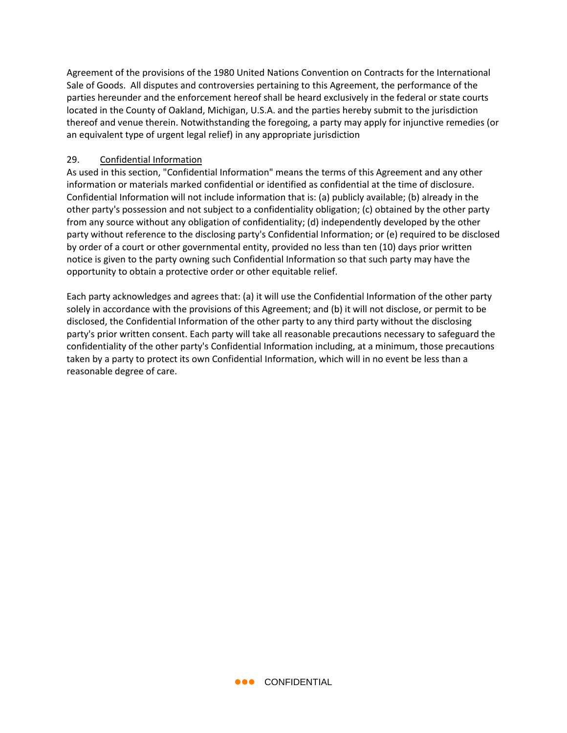Agreement of the provisions of the 1980 United Nations Convention on Contracts for the International Sale of Goods. All disputes and controversies pertaining to this Agreement, the performance of the parties hereunder and the enforcement hereof shall be heard exclusively in the federal or state courts located in the County of Oakland, Michigan, U.S.A. and the parties hereby submit to the jurisdiction thereof and venue therein. Notwithstanding the foregoing, a party may apply for injunctive remedies (or an equivalent type of urgent legal relief) in any appropriate jurisdiction

29. Confidential Information

As used in this section, "Confidential Information" means the terms of this Agreement and any other information or materials marked confidential or identified as confidential at the time of disclosure. Confidential Information will not include information that is: (a) publicly available; (b) already in the other party's possession and not subject to a confidentiality obligation; (c) obtained by the other party from any source without any obligation of confidentiality; (d) independently developed by the other party without reference to the disclosing party's Confidential Information; or (e) required to be disclosed by order of a court or other governmental entity, provided no less than ten (10) days prior written notice is given to the party owning such Confidential Information so that such party may have the opportunity to obtain a protective order or other equitable relief.

Each party acknowledges and agrees that: (a) it will use the Confidential Information of the other party solely in accordance with the provisions of this Agreement; and (b) it will not disclose, or permit to be disclosed, the Confidential Information of the other party to any third party without the disclosing party's prior written consent. Each party will take all reasonable precautions necessary to safeguard the confidentiality of the other party's Confidential Information including, at a minimum, those precautions taken by a party to protect its own Confidential Information, which will in no event be less than a reasonable degree of care.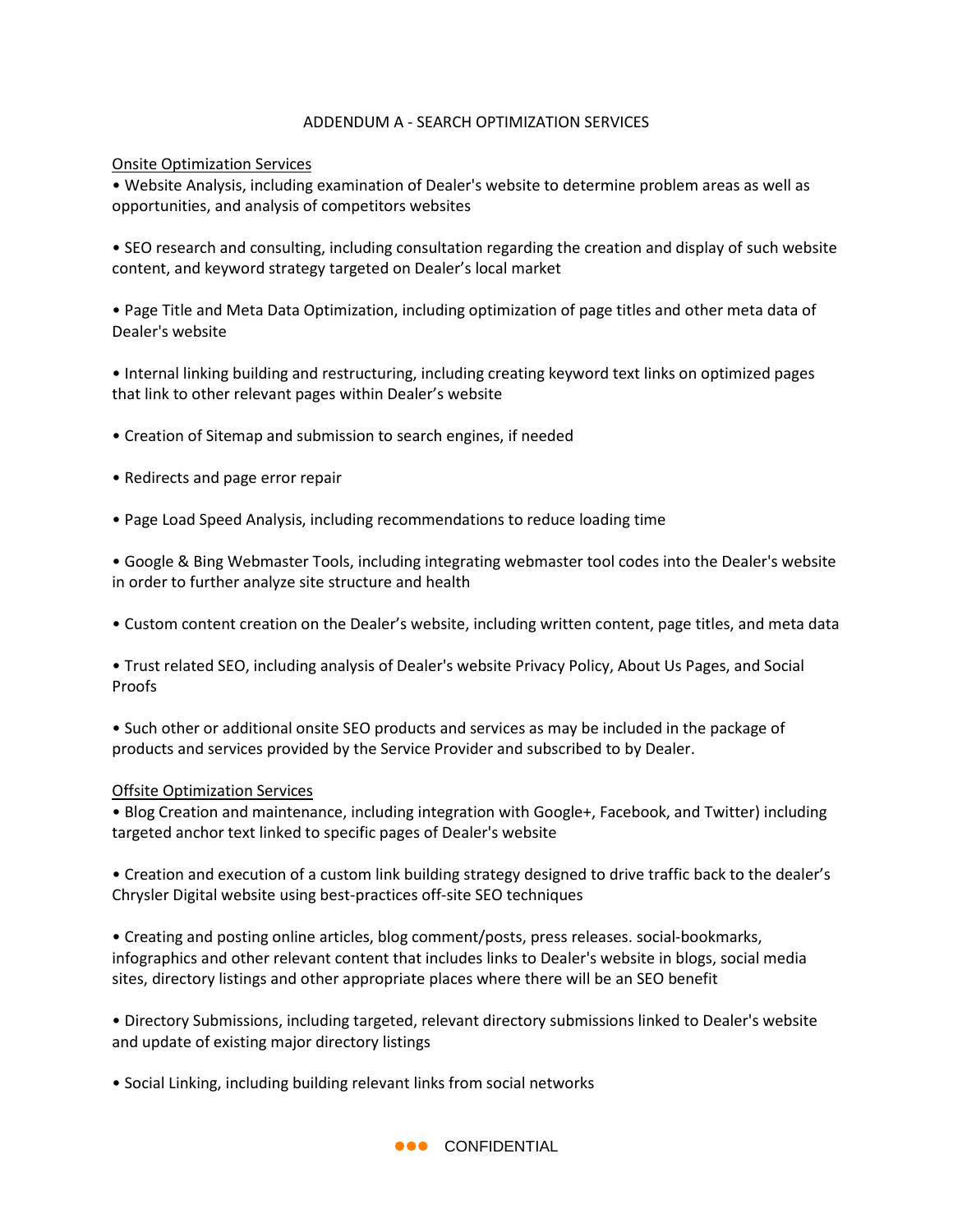# ADDENDUM A - SEARCH OPTIMIZATION SERVICES

<u>Onsite Optimization Services</u>

- Website Analysis, including examination of Dealer's website to determine problem areas as well as opportunities, and analysis of competitors websites

- SEO research and consulting, including consultation regarding the creation and display of such website content, and keyword strategy targeted on Dealer's local market

- Page Title and Meta Data Optimization, including optimization of page titles and other meta data of Dealer's website

- Internal linking building and restructuring, including creating keyword text links on optimized pages that link to other relevant pages within Dealer's website

- Creation of Sitemap and submission to search engines, if needed

- Redirects and page error repair

- Page Load Speed Analysis, including recommendations to reduce loading time

- Google & Bing Webmaster Tools, including integrating webmaster tool codes into the Dealer's website in order to further analyze site structure and health

- Custom content creation on the Dealer's website, including written content, page titles, and meta data

- Trust related SEO, including analysis of Dealer's website Privacy Policy, About Us Pages, and Social Proofs

- Such other or additional onsite SEO products and services as may be included in the package of products and services provided by the Service Provider and subscribed to by Dealer.

<u>Offsite Optimization Services</u>

- Blog Creation and maintenance, including integration with Google+, Facebook, and Twitter) including targeted anchor text linked to specific pages of Dealer's website

- Creation and execution of a custom link building strategy designed to drive traffic back to the dealer's Chrysler Digital website using best-practices off-site SEO techniques

- Creating and posting online articles, blog comment/posts, press releases. social-bookmarks, infographics and other relevant content that includes links to Dealer's website in blogs, social media sites, directory listings and other appropriate places where there will be an SEO benefit

- Directory Submissions, including targeted, relevant directory submissions linked to Dealer's website and update of existing major directory listings

- Social Linking, including building relevant links from social networks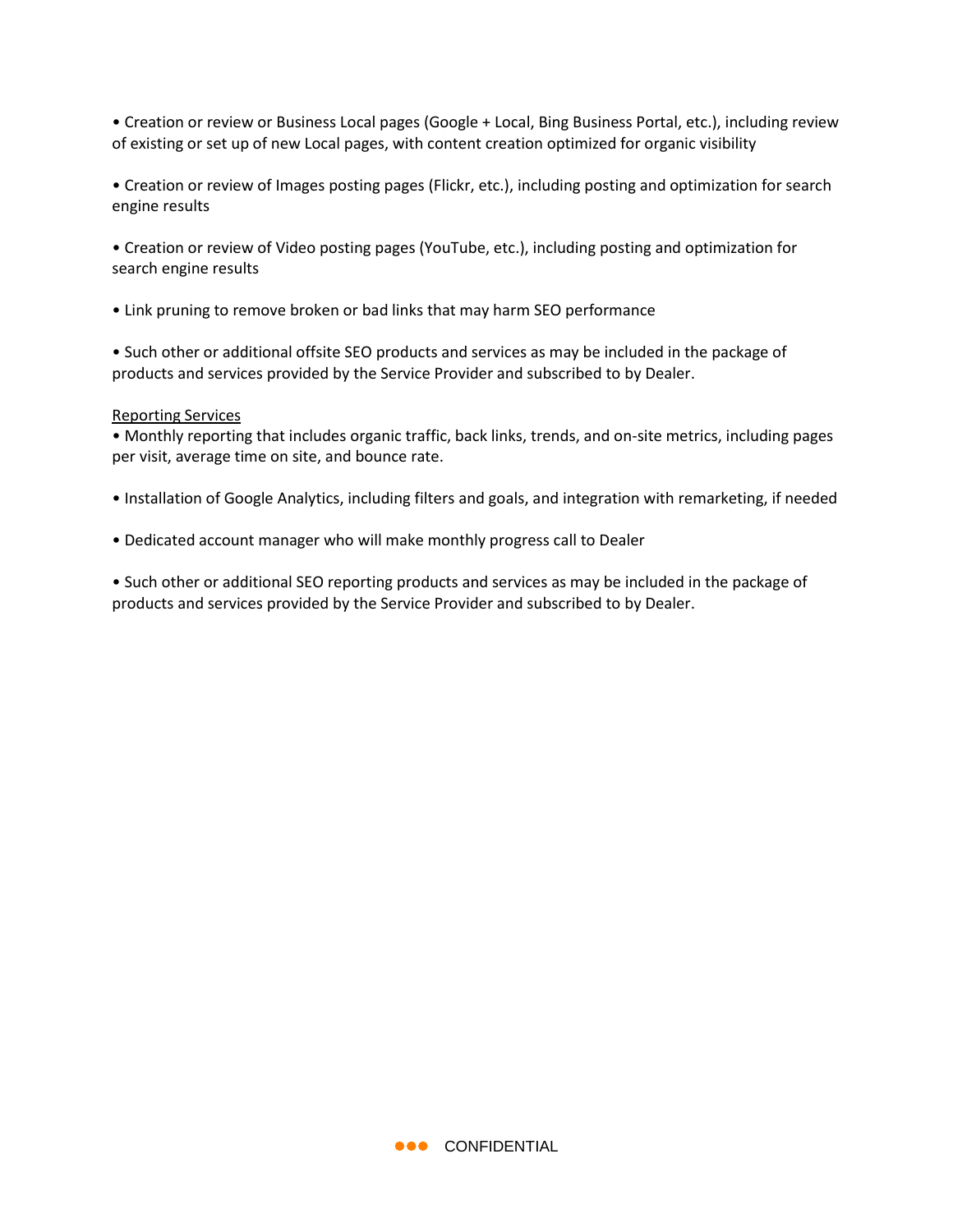• Creation or review or Business Local pages (Google + Local, Bing Business Portal, etc.), including review of existing or set up of new Local pages, with content creation optimized for organic visibility

• Creation or review of Images posting pages (Flickr, etc.), including posting and optimization for search engine results

• Creation or review of Video posting pages (YouTube, etc.), including posting and optimization for search engine results

• Link pruning to remove broken or bad links that may harm SEO performance

• Such other or additional offsite SEO products and services as may be included in the package of products and services provided by the Service Provider and subscribed to by Dealer.

<u>Reporting Services</u>

• Monthly reporting that includes organic traffic, back links, trends, and on-site metrics, including pages per visit, average time on site, and bounce rate.

• Installation of Google Analytics, including filters and goals, and integration with remarketing, if needed

• Dedicated account manager who will make monthly progress call to Dealer

• Such other or additional SEO reporting products and services as may be included in the package of products and services provided by the Service Provider and subscribed to by Dealer.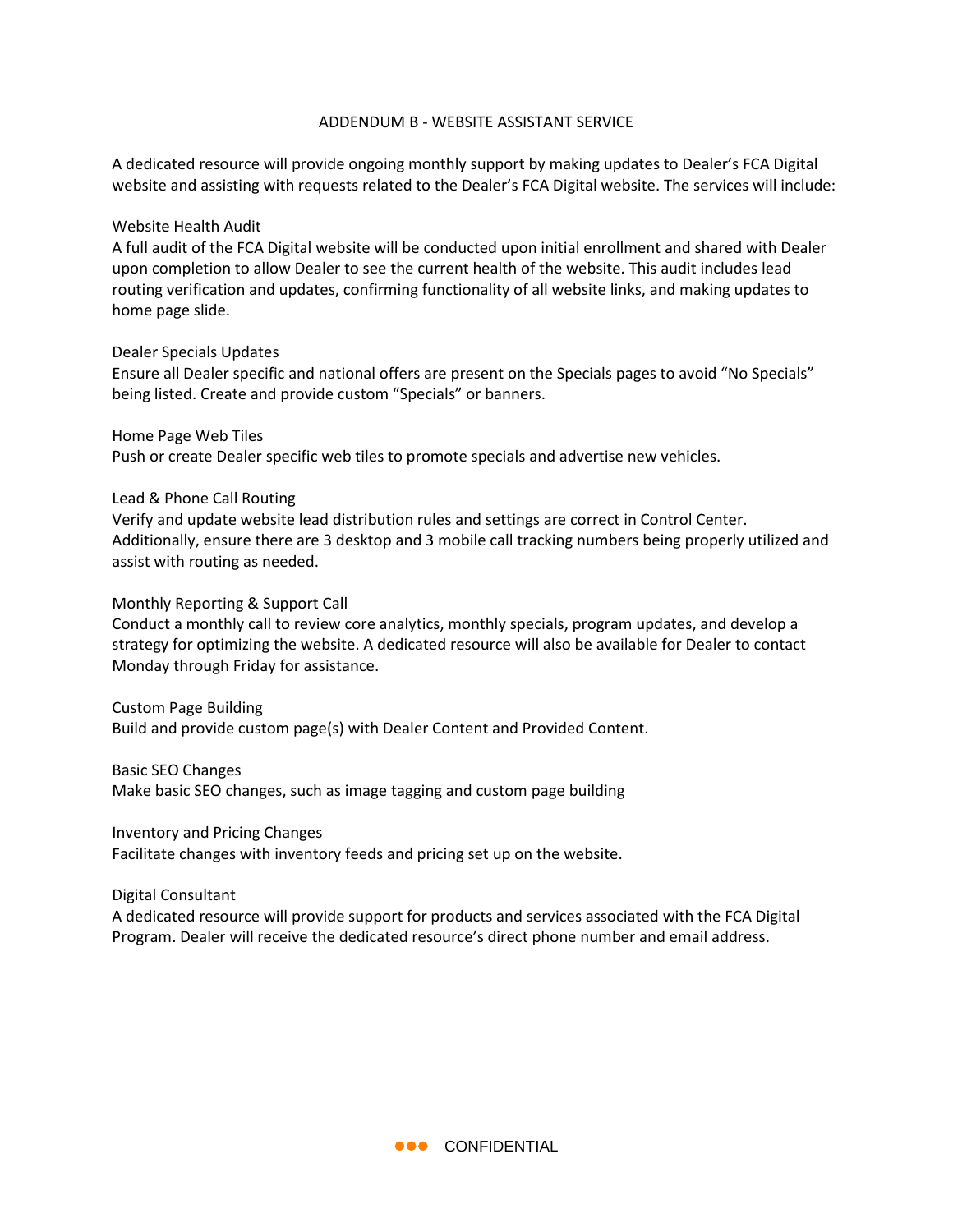# ADDENDUM B - WEBSITE ASSISTANT SERVICE

A dedicated resource will provide ongoing monthly support by making updates to Dealer's FCA Digital website and assisting with requests related to the Dealer's FCA Digital website. The services will include:

Website Health Audit
A full audit of the FCA Digital website will be conducted upon initial enrollment and shared with Dealer upon completion to allow Dealer to see the current health of the website. This audit includes lead routing verification and updates, confirming functionality of all website links, and making updates to home page slide.

Dealer Specials Updates
Ensure all Dealer specific and national offers are present on the Specials pages to avoid "No Specials" being listed. Create and provide custom "Specials" or banners.

Home Page Web Tiles
Push or create Dealer specific web tiles to promote specials and advertise new vehicles.

Lead & Phone Call Routing
Verify and update website lead distribution rules and settings are correct in Control Center. Additionally, ensure there are 3 desktop and 3 mobile call tracking numbers being properly utilized and assist with routing as needed.

Monthly Reporting & Support Call
Conduct a monthly call to review core analytics, monthly specials, program updates, and develop a strategy for optimizing the website. A dedicated resource will also be available for Dealer to contact Monday through Friday for assistance.

Custom Page Building
Build and provide custom page(s) with Dealer Content and Provided Content.

Basic SEO Changes
Make basic SEO changes, such as image tagging and custom page building

Inventory and Pricing Changes
Facilitate changes with inventory feeds and pricing set up on the website.

Digital Consultant
A dedicated resource will provide support for products and services associated with the FCA Digital Program. Dealer will receive the dedicated resource's direct phone number and email address.

CONFIDENTIAL